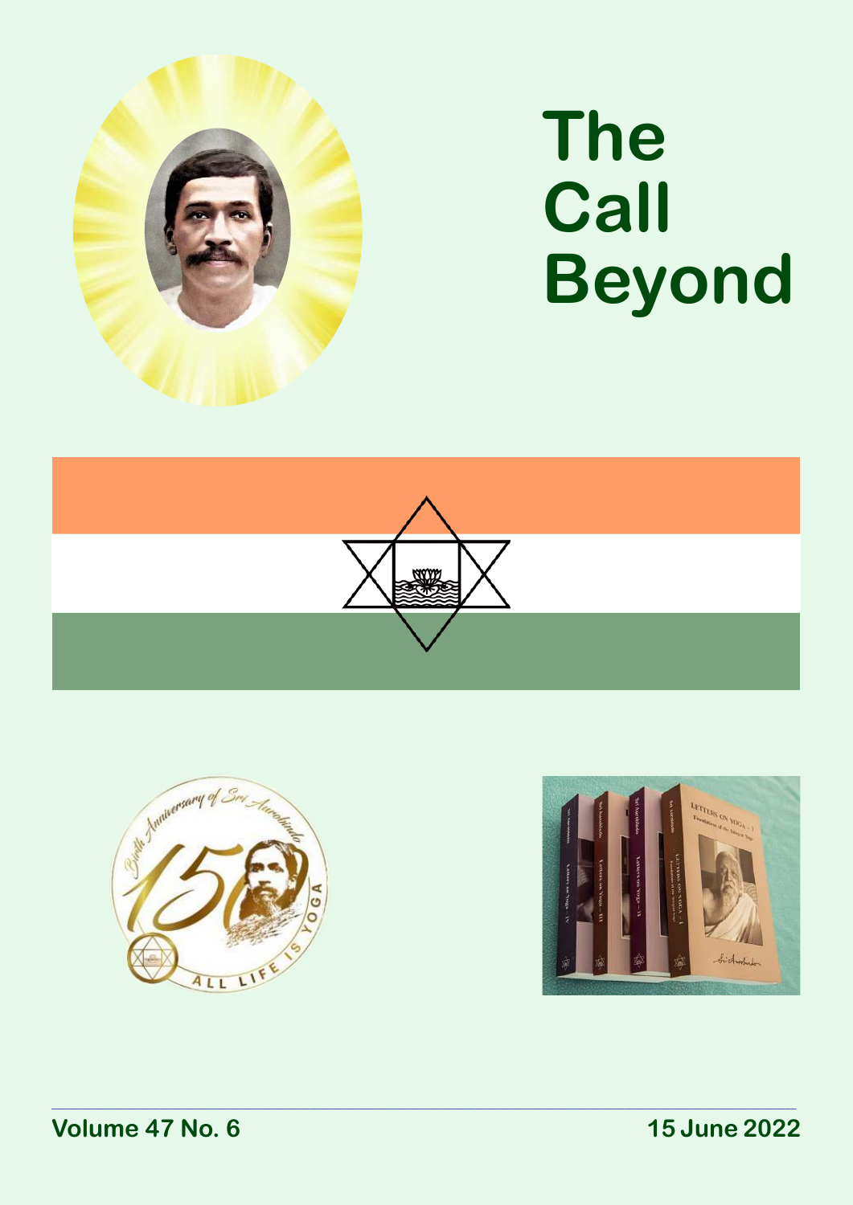# The Call Beyond

Volume 47 No. 6

15 June 2022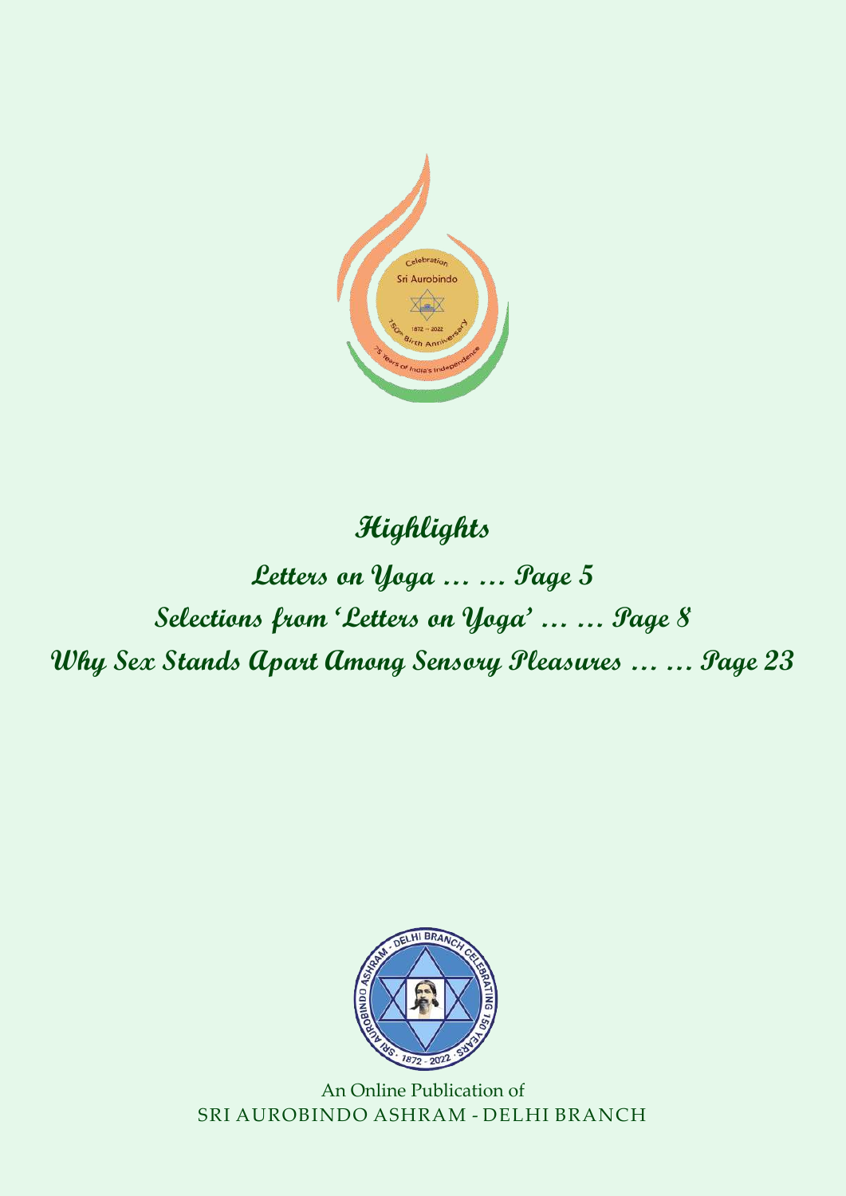## Highlights

**Letters on Yoga … … Page 5**

**Selections from 'Letters on Yoga' … … Page 8**

**Why Sex Stands Apart Among Sensory Pleasures … … Page 23**

An Online Publication of
SRI AUROBINDO ASHRAM - DELHI BRANCH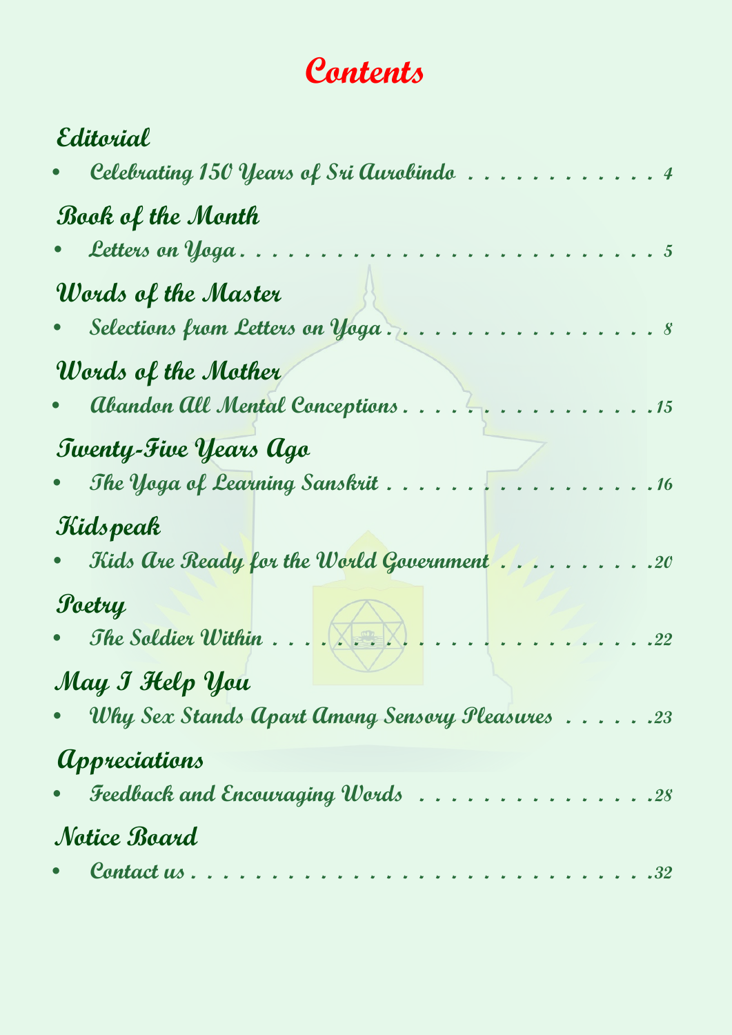# Contents

## Editorial

- Celebrating 150 Years of Sri Aurobindo . . . . . . . . . . . . 4

## Book of the Month

- Letters on Yoga . . . . . . . . . . . . . . . . . . . . . . . . . . . . 5

## Words of the Master

- Selections from Letters on Yoga . . . . . . . . . . . . . . . . . . 8

## Words of the Mother

- Abandon All Mental Conceptions . . . . . . . . . . . . . . . . 15

## Twenty-Five Years Ago

- The Yoga of Learning Sanskrit . . . . . . . . . . . . . . . . . 16

## Kidspeak

- Kids Are Ready for the World Government . . . . . . . . . . 20

## Poetry

- The Soldier Within . . . . . . . . . . . . . . . . . . . . . . . . 22

## May I Help You

- Why Sex Stands Apart Among Sensory Pleasures . . . . . . 23

## Appreciations

- Feedback and Encouraging Words . . . . . . . . . . . . . . . 28

## Notice Board

- Contact us . . . . . . . . . . . . . . . . . . . . . . . . . . . . . 32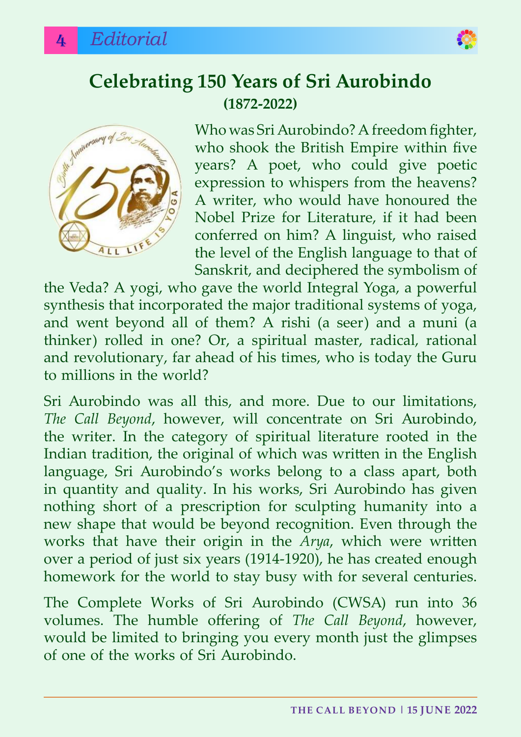# Celebrating 150 Years of Sri Aurobindo

**(1872-2022)**

Who was Sri Aurobindo? A freedom fighter, who shook the British Empire within five years? A poet, who could give poetic expression to whispers from the heavens? A writer, who would have honoured the Nobel Prize for Literature, if it had been conferred on him? A linguist, who raised the level of the English language to that of Sanskrit, and deciphered the symbolism of the Veda? A yogi, who gave the world Integral Yoga, a powerful synthesis that incorporated the major traditional systems of yoga, and went beyond all of them? A rishi (a seer) and a muni (a thinker) rolled in one? Or, a spiritual master, radical, rational and revolutionary, far ahead of his times, who is today the Guru to millions in the world?

Sri Aurobindo was all this, and more. Due to our limitations, *The Call Beyond*, however, will concentrate on Sri Aurobindo, the writer. In the category of spiritual literature rooted in the Indian tradition, the original of which was written in the English language, Sri Aurobindo's works belong to a class apart, both in quantity and quality. In his works, Sri Aurobindo has given nothing short of a prescription for sculpting humanity into a new shape that would be beyond recognition. Even through the works that have their origin in the *Arya*, which were written over a period of just six years (1914-1920), he has created enough homework for the world to stay busy with for several centuries.

The Complete Works of Sri Aurobindo (CWSA) run into 36 volumes. The humble offering of *The Call Beyond*, however, would be limited to bringing you every month just the glimpses of one of the works of Sri Aurobindo.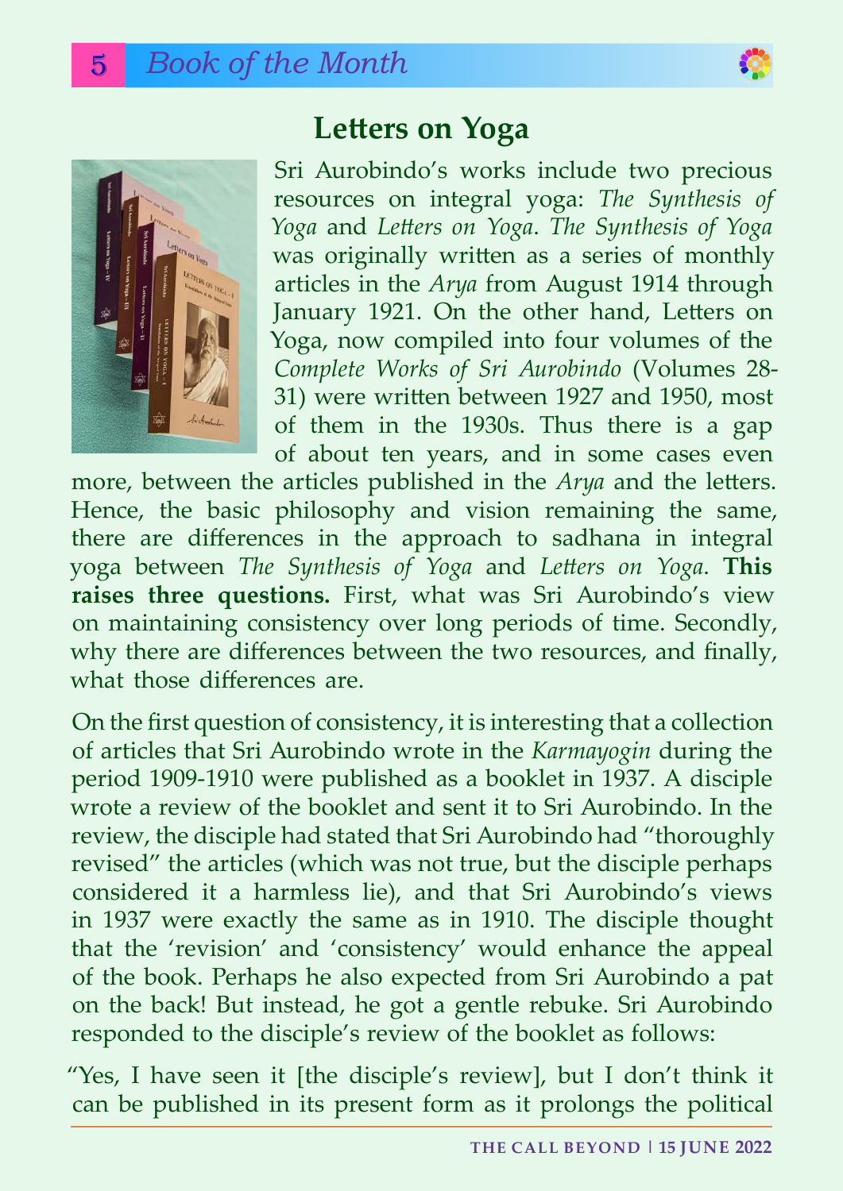## Letters on Yoga

Sri Aurobindo's works include two precious resources on integral yoga: *The Synthesis of Yoga* and *Letters on Yoga*. *The Synthesis of Yoga* was originally written as a series of monthly articles in the *Arya* from August 1914 through January 1921. On the other hand, Letters on Yoga, now compiled into four volumes of the *Complete Works of Sri Aurobindo* (Volumes 28-31) were written between 1927 and 1950, most of them in the 1930s. Thus there is a gap of about ten years, and in some cases even more, between the articles published in the *Arya* and the letters. Hence, the basic philosophy and vision remaining the same, there are differences in the approach to sadhana in integral yoga between *The Synthesis of Yoga* and *Letters on Yoga*. **This raises three questions.** First, what was Sri Aurobindo's view on maintaining consistency over long periods of time. Secondly, why there are differences between the two resources, and finally, what those differences are.

On the first question of consistency, it is interesting that a collection of articles that Sri Aurobindo wrote in the *Karmayogin* during the period 1909-1910 were published as a booklet in 1937. A disciple wrote a review of the booklet and sent it to Sri Aurobindo. In the review, the disciple had stated that Sri Aurobindo had "thoroughly revised" the articles (which was not true, but the disciple perhaps considered it a harmless lie), and that Sri Aurobindo's views in 1937 were exactly the same as in 1910. The disciple thought that the 'revision' and 'consistency' would enhance the appeal of the book. Perhaps he also expected from Sri Aurobindo a pat on the back! But instead, he got a gentle rebuke. Sri Aurobindo responded to the disciple's review of the booklet as follows:

"Yes, I have seen it [the disciple's review], but I don't think it can be published in its present form as it prolongs the political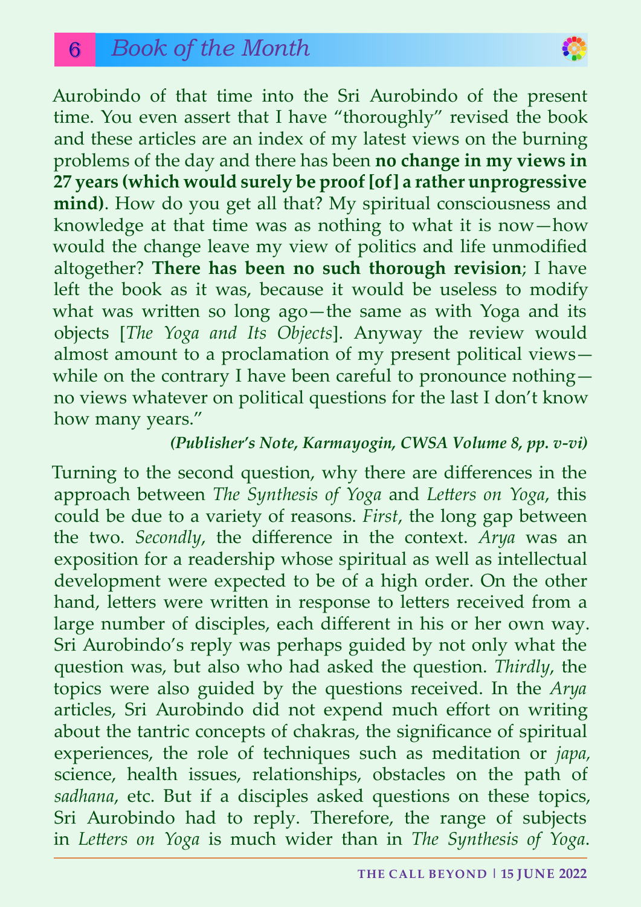Aurobindo of that time into the Sri Aurobindo of the present time. You even assert that I have "thoroughly" revised the book and these articles are an index of my latest views on the burning problems of the day and there has been **no change in my views in 27 years (which would surely be proof [of] a rather unprogressive mind)**. How do you get all that? My spiritual consciousness and knowledge at that time was as nothing to what it is now—how would the change leave my view of politics and life unmodified altogether? **There has been no such thorough revision**; I have left the book as it was, because it would be useless to modify what was written so long ago—the same as with Yoga and its objects [*The Yoga and Its Objects*]. Anyway the review would almost amount to a proclamation of my present political views—while on the contrary I have been careful to pronounce nothing—no views whatever on political questions for the last I don't know how many years."

***(Publisher's Note, Karmayogin, CWSA Volume 8, pp. v-vi)***

Turning to the second question, why there are differences in the approach between *The Synthesis of Yoga* and *Letters on Yoga*, this could be due to a variety of reasons. *First*, the long gap between the two. *Secondly*, the difference in the context. *Arya* was an exposition for a readership whose spiritual as well as intellectual development were expected to be of a high order. On the other hand, letters were written in response to letters received from a large number of disciples, each different in his or her own way. Sri Aurobindo's reply was perhaps guided by not only what the question was, but also who had asked the question. *Thirdly*, the topics were also guided by the questions received. In the *Arya* articles, Sri Aurobindo did not expend much effort on writing about the tantric concepts of chakras, the significance of spiritual experiences, the role of techniques such as meditation or *japa,* science, health issues, relationships, obstacles on the path of *sadhana*, etc. But if a disciples asked questions on these topics, Sri Aurobindo had to reply. Therefore, the range of subjects in *Letters on Yoga* is much wider than in *The Synthesis of Yoga*.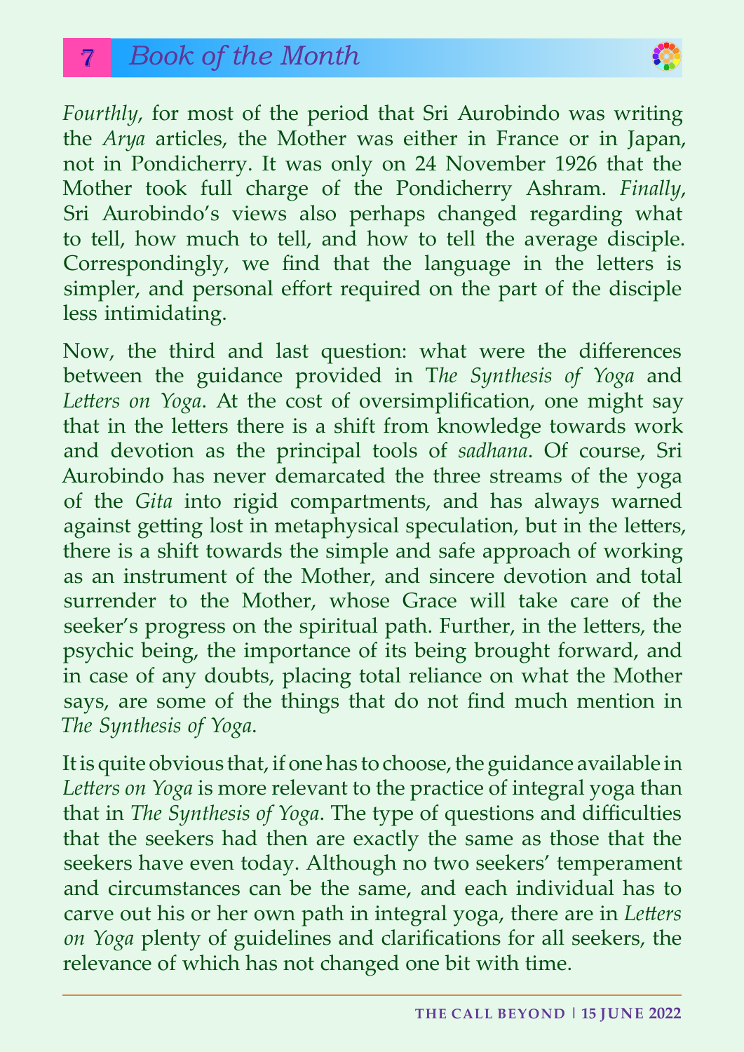*Fourthly*, for most of the period that Sri Aurobindo was writing the *Arya* articles, the Mother was either in France or in Japan, not in Pondicherry. It was only on 24 November 1926 that the Mother took full charge of the Pondicherry Ashram. *Finally*, Sri Aurobindo's views also perhaps changed regarding what to tell, how much to tell, and how to tell the average disciple. Correspondingly, we find that the language in the letters is simpler, and personal effort required on the part of the disciple less intimidating.

Now, the third and last question: what were the differences between the guidance provided in T*he Synthesis of Yoga* and *Letters on Yoga*. At the cost of oversimplification, one might say that in the letters there is a shift from knowledge towards work and devotion as the principal tools of *sadhana*. Of course, Sri Aurobindo has never demarcated the three streams of the yoga of the *Gita* into rigid compartments, and has always warned against getting lost in metaphysical speculation, but in the letters, there is a shift towards the simple and safe approach of working as an instrument of the Mother, and sincere devotion and total surrender to the Mother, whose Grace will take care of the seeker's progress on the spiritual path. Further, in the letters, the psychic being, the importance of its being brought forward, and in case of any doubts, placing total reliance on what the Mother says, are some of the things that do not find much mention in *The Synthesis of Yoga*.

It is quite obvious that, if one has to choose, the guidance available in *Letters on Yoga* is more relevant to the practice of integral yoga than that in *The Synthesis of Yoga*. The type of questions and difficulties that the seekers had then are exactly the same as those that the seekers have even today. Although no two seekers' temperament and circumstances can be the same, and each individual has to carve out his or her own path in integral yoga, there are in *Letters on Yoga* plenty of guidelines and clarifications for all seekers, the relevance of which has not changed one bit with time.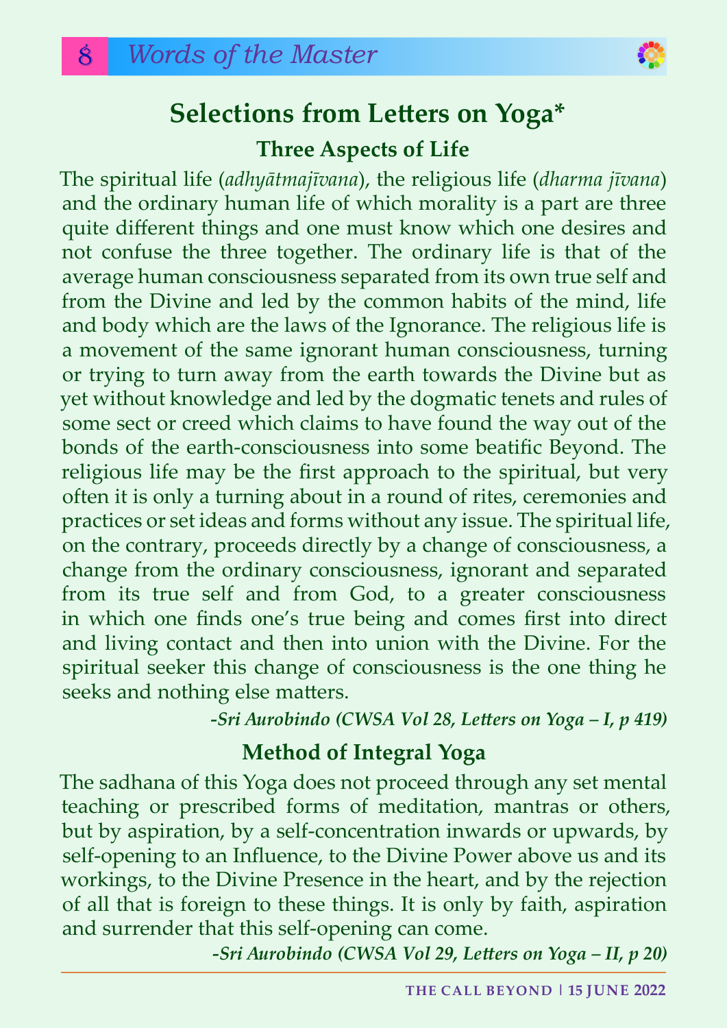# Selections from Letters on Yoga*

## Three Aspects of Life

The spiritual life (*adhyātmajīvana*), the religious life (*dharma jīvana*) and the ordinary human life of which morality is a part are three quite different things and one must know which one desires and not confuse the three together. The ordinary life is that of the average human consciousness separated from its own true self and from the Divine and led by the common habits of the mind, life and body which are the laws of the Ignorance. The religious life is a movement of the same ignorant human consciousness, turning or trying to turn away from the earth towards the Divine but as yet without knowledge and led by the dogmatic tenets and rules of some sect or creed which claims to have found the way out of the bonds of the earth-consciousness into some beatific Beyond. The religious life may be the first approach to the spiritual, but very often it is only a turning about in a round of rites, ceremonies and practices or set ideas and forms without any issue. The spiritual life, on the contrary, proceeds directly by a change of consciousness, a change from the ordinary consciousness, ignorant and separated from its true self and from God, to a greater consciousness in which one finds one's true being and comes first into direct and living contact and then into union with the Divine. For the spiritual seeker this change of consciousness is the one thing he seeks and nothing else matters.

***-Sri Aurobindo (CWSA Vol 28, Letters on Yoga – I, p 419)***

## Method of Integral Yoga

The sadhana of this Yoga does not proceed through any set mental teaching or prescribed forms of meditation, mantras or others, but by aspiration, by a self-concentration inwards or upwards, by self-opening to an Influence, to the Divine Power above us and its workings, to the Divine Presence in the heart, and by the rejection of all that is foreign to these things. It is only by faith, aspiration and surrender that this self-opening can come.

***-Sri Aurobindo (CWSA Vol 29, Letters on Yoga – II, p 20)***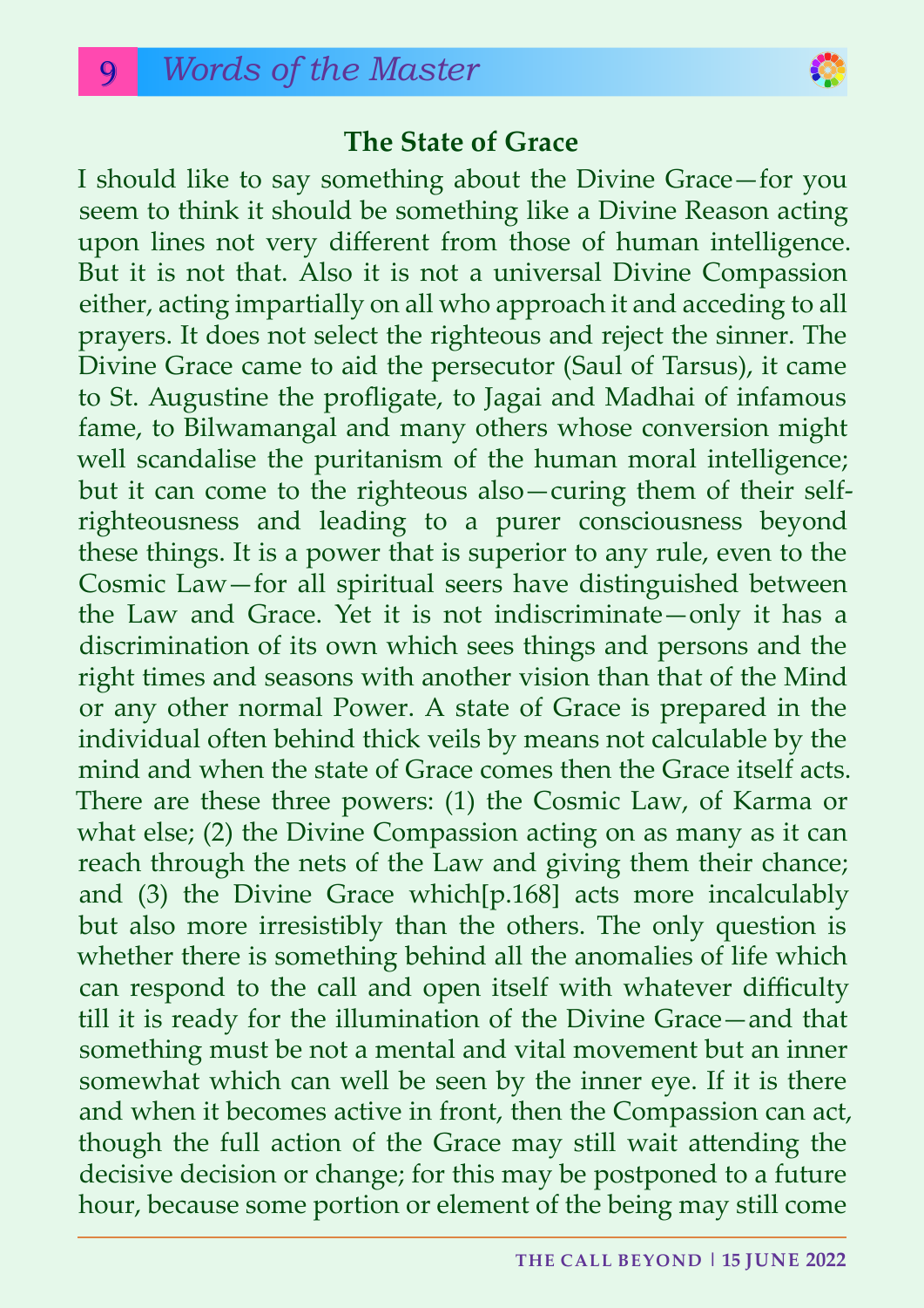## The State of Grace

I should like to say something about the Divine Grace—for you seem to think it should be something like a Divine Reason acting upon lines not very different from those of human intelligence. But it is not that. Also it is not a universal Divine Compassion either, acting impartially on all who approach it and acceding to all prayers. It does not select the righteous and reject the sinner. The Divine Grace came to aid the persecutor (Saul of Tarsus), it came to St. Augustine the profligate, to Jagai and Madhai of infamous fame, to Bilwamangal and many others whose conversion might well scandalise the puritanism of the human moral intelligence; but it can come to the righteous also—curing them of their self-righteousness and leading to a purer consciousness beyond these things. It is a power that is superior to any rule, even to the Cosmic Law—for all spiritual seers have distinguished between the Law and Grace. Yet it is not indiscriminate—only it has a discrimination of its own which sees things and persons and the right times and seasons with another vision than that of the Mind or any other normal Power. A state of Grace is prepared in the individual often behind thick veils by means not calculable by the mind and when the state of Grace comes then the Grace itself acts. There are these three powers: (1) the Cosmic Law, of Karma or what else; (2) the Divine Compassion acting on as many as it can reach through the nets of the Law and giving them their chance; and (3) the Divine Grace which[p.168] acts more incalculably but also more irresistibly than the others. The only question is whether there is something behind all the anomalies of life which can respond to the call and open itself with whatever difficulty till it is ready for the illumination of the Divine Grace—and that something must be not a mental and vital movement but an inner somewhat which can well be seen by the inner eye. If it is there and when it becomes active in front, then the Compassion can act, though the full action of the Grace may still wait attending the decisive decision or change; for this may be postponed to a future hour, because some portion or element of the being may still come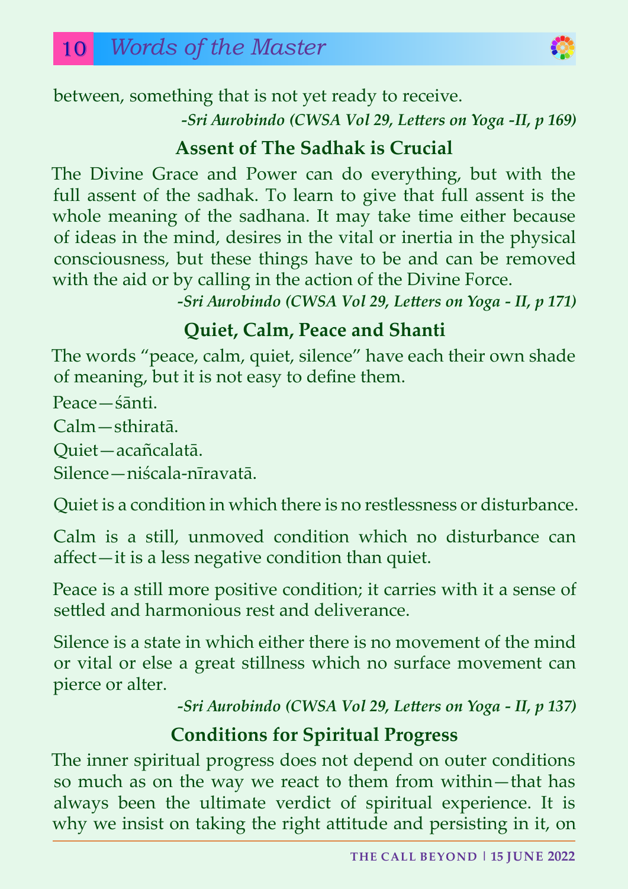between, something that is not yet ready to receive.

*-Sri Aurobindo (CWSA Vol 29, Letters on Yoga -II, p 169)*

## Assent of The Sadhak is Crucial

The Divine Grace and Power can do everything, but with the full assent of the sadhak. To learn to give that full assent is the whole meaning of the sadhana. It may take time either because of ideas in the mind, desires in the vital or inertia in the physical consciousness, but these things have to be and can be removed with the aid or by calling in the action of the Divine Force.

*-Sri Aurobindo (CWSA Vol 29, Letters on Yoga - II, p 171)*

## Quiet, Calm, Peace and Shanti

The words "peace, calm, quiet, silence" have each their own shade of meaning, but it is not easy to define them.

Peace—śānti.

Calm—sthiratā.

Quiet—acañcalatā.

Silence—niścala-nīravatā.

Quiet is a condition in which there is no restlessness or disturbance.

Calm is a still, unmoved condition which no disturbance can affect—it is a less negative condition than quiet.

Peace is a still more positive condition; it carries with it a sense of settled and harmonious rest and deliverance.

Silence is a state in which either there is no movement of the mind or vital or else a great stillness which no surface movement can pierce or alter.

*-Sri Aurobindo (CWSA Vol 29, Letters on Yoga - II, p 137)*

## Conditions for Spiritual Progress

The inner spiritual progress does not depend on outer conditions so much as on the way we react to them from within—that has always been the ultimate verdict of spiritual experience. It is why we insist on taking the right attitude and persisting in it, on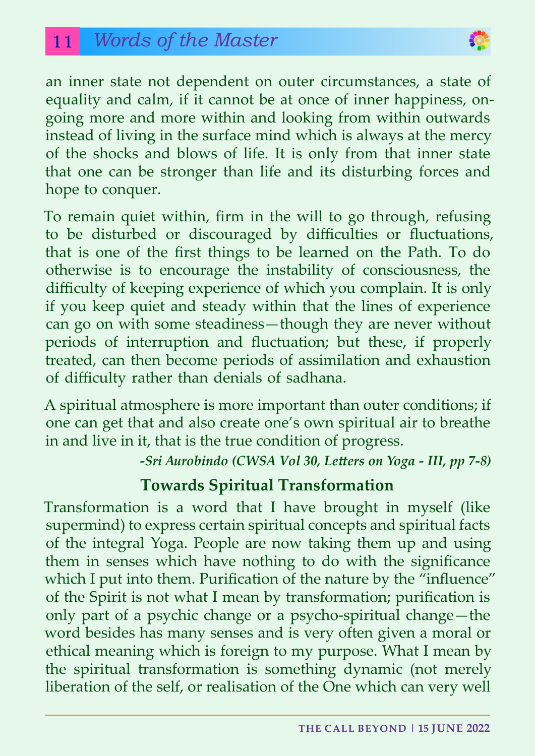an inner state not dependent on outer circumstances, a state of equality and calm, if it cannot be at once of inner happiness, on-going more and more within and looking from within outwards instead of living in the surface mind which is always at the mercy of the shocks and blows of life. It is only from that inner state that one can be stronger than life and its disturbing forces and hope to conquer.

To remain quiet within, firm in the will to go through, refusing to be disturbed or discouraged by difficulties or fluctuations, that is one of the first things to be learned on the Path. To do otherwise is to encourage the instability of consciousness, the difficulty of keeping experience of which you complain. It is only if you keep quiet and steady within that the lines of experience can go on with some steadiness—though they are never without periods of interruption and fluctuation; but these, if properly treated, can then become periods of assimilation and exhaustion of difficulty rather than denials of sadhana.

A spiritual atmosphere is more important than outer conditions; if one can get that and also create one's own spiritual air to breathe in and live in it, that is the true condition of progress.

***-Sri Aurobindo (CWSA Vol 30, Letters on Yoga - III, pp 7-8)***

## Towards Spiritual Transformation

Transformation is a word that I have brought in myself (like supermind) to express certain spiritual concepts and spiritual facts of the integral Yoga. People are now taking them up and using them in senses which have nothing to do with the significance which I put into them. Purification of the nature by the "influence" of the Spirit is not what I mean by transformation; purification is only part of a psychic change or a psycho-spiritual change—the word besides has many senses and is very often given a moral or ethical meaning which is foreign to my purpose. What I mean by the spiritual transformation is something dynamic (not merely liberation of the self, or realisation of the One which can very well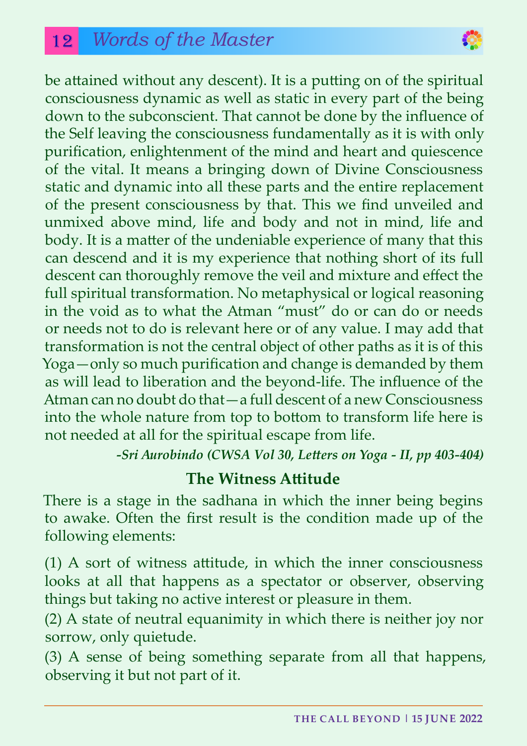be attained without any descent). It is a putting on of the spiritual consciousness dynamic as well as static in every part of the being down to the subconscient. That cannot be done by the influence of the Self leaving the consciousness fundamentally as it is with only purification, enlightenment of the mind and heart and quiescence of the vital. It means a bringing down of Divine Consciousness static and dynamic into all these parts and the entire replacement of the present consciousness by that. This we find unveiled and unmixed above mind, life and body and not in mind, life and body. It is a matter of the undeniable experience of many that this can descend and it is my experience that nothing short of its full descent can thoroughly remove the veil and mixture and effect the full spiritual transformation. No metaphysical or logical reasoning in the void as to what the Atman "must" do or can do or needs or needs not to do is relevant here or of any value. I may add that transformation is not the central object of other paths as it is of this Yoga—only so much purification and change is demanded by them as will lead to liberation and the beyond-life. The influence of the Atman can no doubt do that—a full descent of a new Consciousness into the whole nature from top to bottom to transform life here is not needed at all for the spiritual escape from life.

*-Sri Aurobindo (CWSA Vol 30, Letters on Yoga - II, pp 403-404)*

## The Witness Attitude

There is a stage in the sadhana in which the inner being begins to awake. Often the first result is the condition made up of the following elements:

(1) A sort of witness attitude, in which the inner consciousness looks at all that happens as a spectator or observer, observing things but taking no active interest or pleasure in them.

(2) A state of neutral equanimity in which there is neither joy nor sorrow, only quietude.

(3) A sense of being something separate from all that happens, observing it but not part of it.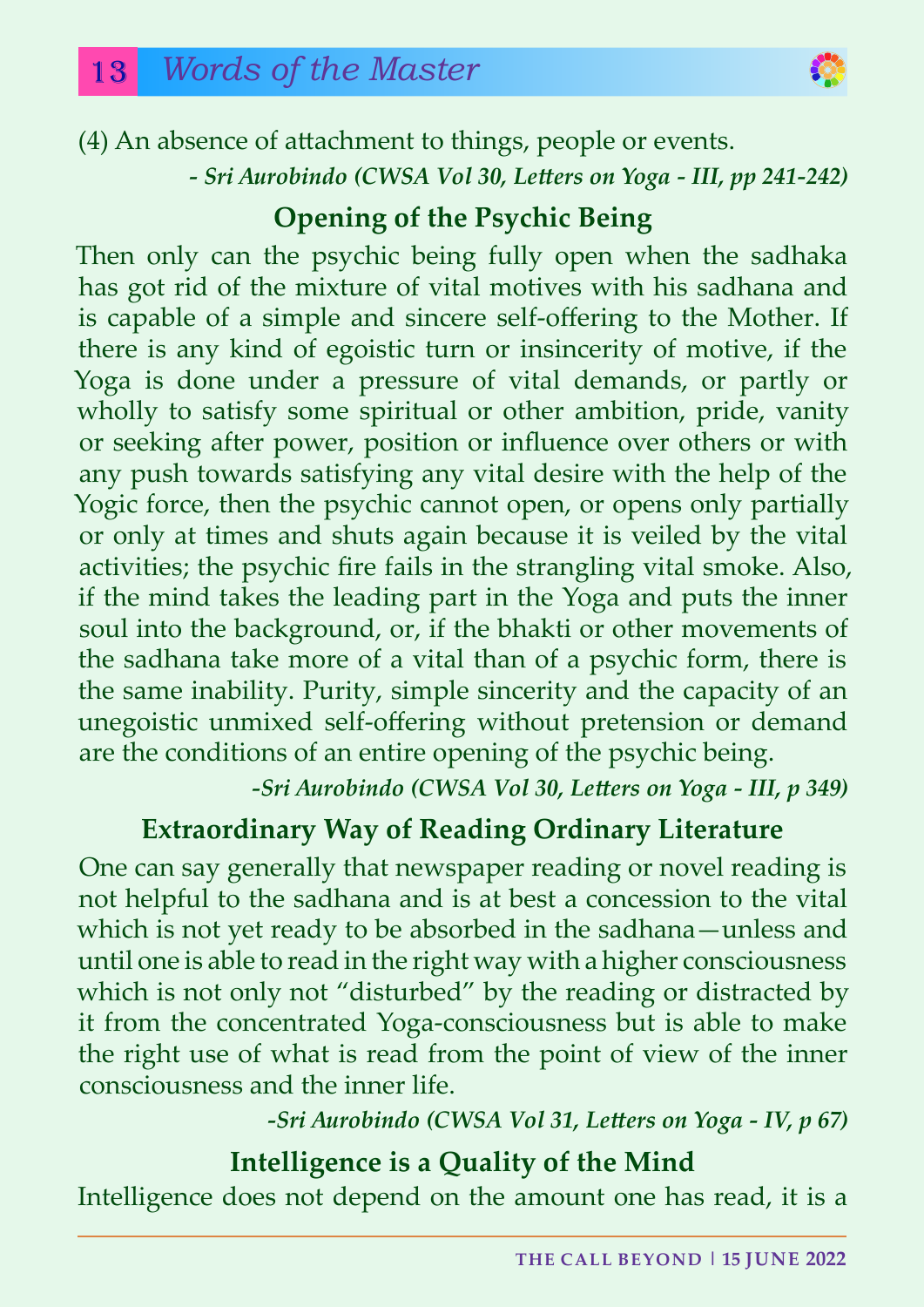(4) An absence of attachment to things, people or events.

*- Sri Aurobindo (CWSA Vol 30, Letters on Yoga - III, pp 241-242)*

## Opening of the Psychic Being

Then only can the psychic being fully open when the sadhaka has got rid of the mixture of vital motives with his sadhana and is capable of a simple and sincere self-offering to the Mother. If there is any kind of egoistic turn or insincerity of motive, if the Yoga is done under a pressure of vital demands, or partly or wholly to satisfy some spiritual or other ambition, pride, vanity or seeking after power, position or influence over others or with any push towards satisfying any vital desire with the help of the Yogic force, then the psychic cannot open, or opens only partially or only at times and shuts again because it is veiled by the vital activities; the psychic fire fails in the strangling vital smoke. Also, if the mind takes the leading part in the Yoga and puts the inner soul into the background, or, if the bhakti or other movements of the sadhana take more of a vital than of a psychic form, there is the same inability. Purity, simple sincerity and the capacity of an unegoistic unmixed self-offering without pretension or demand are the conditions of an entire opening of the psychic being.

*-Sri Aurobindo (CWSA Vol 30, Letters on Yoga - III, p 349)*

## Extraordinary Way of Reading Ordinary Literature

One can say generally that newspaper reading or novel reading is not helpful to the sadhana and is at best a concession to the vital which is not yet ready to be absorbed in the sadhana—unless and until one is able to read in the right way with a higher consciousness which is not only not "disturbed" by the reading or distracted by it from the concentrated Yoga-consciousness but is able to make the right use of what is read from the point of view of the inner consciousness and the inner life.

*-Sri Aurobindo (CWSA Vol 31, Letters on Yoga - IV, p 67)*

## Intelligence is a Quality of the Mind

Intelligence does not depend on the amount one has read, it is a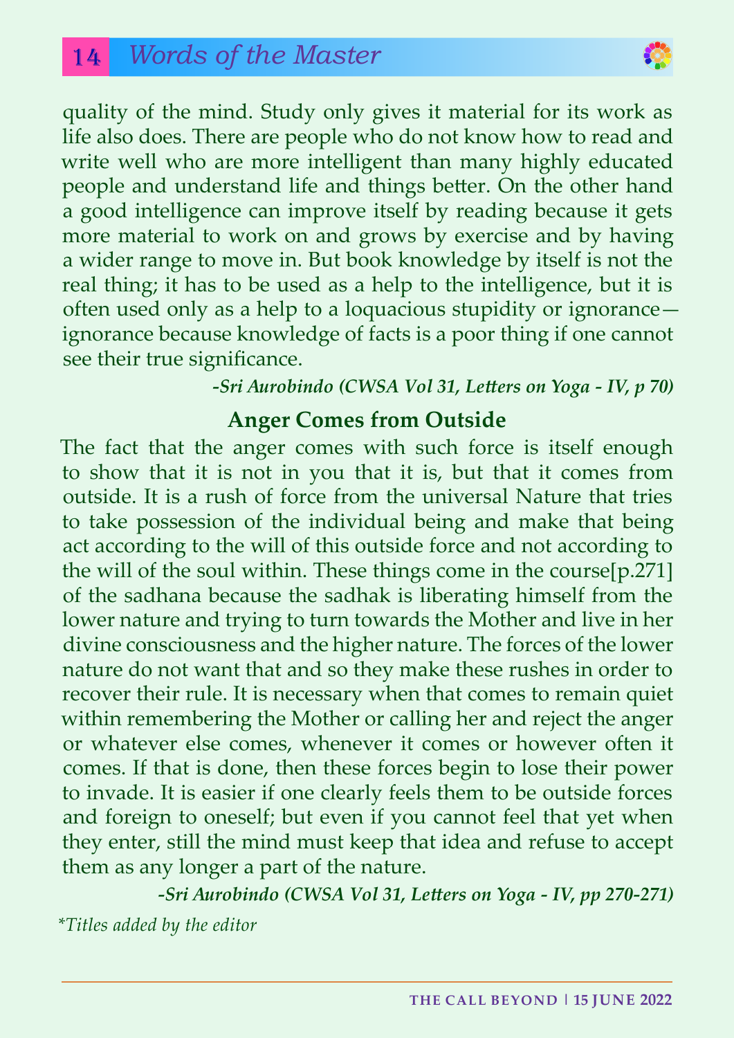quality of the mind. Study only gives it material for its work as life also does. There are people who do not know how to read and write well who are more intelligent than many highly educated people and understand life and things better. On the other hand a good intelligence can improve itself by reading because it gets more material to work on and grows by exercise and by having a wider range to move in. But book knowledge by itself is not the real thing; it has to be used as a help to the intelligence, but it is often used only as a help to a loquacious stupidity or ignorance—ignorance because knowledge of facts is a poor thing if one cannot see their true significance.

*-Sri Aurobindo (CWSA Vol 31, Letters on Yoga - IV, p 70)*

## Anger Comes from Outside

The fact that the anger comes with such force is itself enough to show that it is not in you that it is, but that it comes from outside. It is a rush of force from the universal Nature that tries to take possession of the individual being and make that being act according to the will of this outside force and not according to the will of the soul within. These things come in the course[p.271] of the sadhana because the sadhak is liberating himself from the lower nature and trying to turn towards the Mother and live in her divine consciousness and the higher nature. The forces of the lower nature do not want that and so they make these rushes in order to recover their rule. It is necessary when that comes to remain quiet within remembering the Mother or calling her and reject the anger or whatever else comes, whenever it comes or however often it comes. If that is done, then these forces begin to lose their power to invade. It is easier if one clearly feels them to be outside forces and foreign to oneself; but even if you cannot feel that yet when they enter, still the mind must keep that idea and refuse to accept them as any longer a part of the nature.

*-Sri Aurobindo (CWSA Vol 31, Letters on Yoga - IV, pp 270-271)*

*\*Titles added by the editor*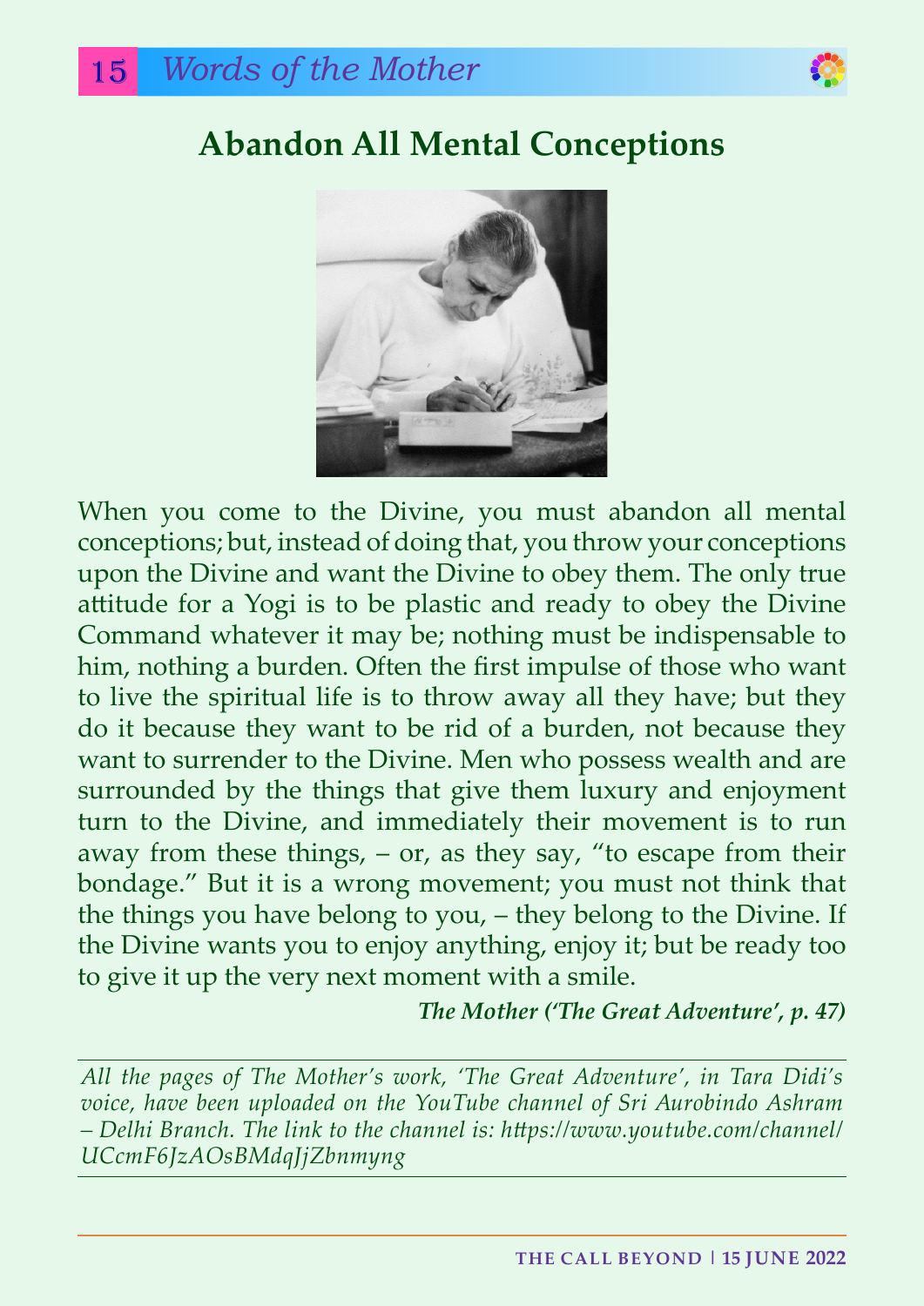# Abandon All Mental Conceptions

When you come to the Divine, you must abandon all mental conceptions; but, instead of doing that, you throw your conceptions upon the Divine and want the Divine to obey them. The only true attitude for a Yogi is to be plastic and ready to obey the Divine Command whatever it may be; nothing must be indispensable to him, nothing a burden. Often the first impulse of those who want to live the spiritual life is to throw away all they have; but they do it because they want to be rid of a burden, not because they want to surrender to the Divine. Men who possess wealth and are surrounded by the things that give them luxury and enjoyment turn to the Divine, and immediately their movement is to run away from these things, – or, as they say, "to escape from their bondage." But it is a wrong movement; you must not think that the things you have belong to you, – they belong to the Divine. If the Divine wants you to enjoy anything, enjoy it; but be ready too to give it up the very next moment with a smile.

***The Mother ('The Great Adventure', p. 47)***

---

*All the pages of The Mother's work, 'The Great Adventure', in Tara Didi's voice, have been uploaded on the YouTube channel of Sri Aurobindo Ashram – Delhi Branch. The link to the channel is: https://www.youtube.com/channel/UCcmF6JzAOsBMdqJjZbnmyng*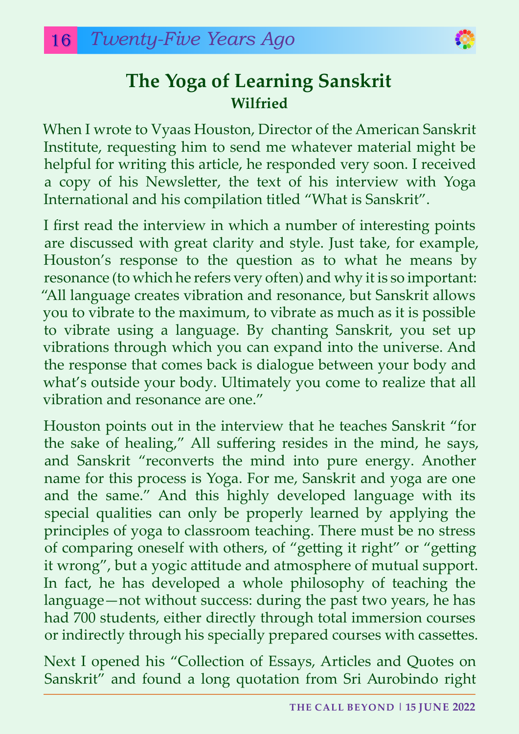## The Yoga of Learning Sanskrit

**Wilfried**

When I wrote to Vyaas Houston, Director of the American Sanskrit Institute, requesting him to send me whatever material might be helpful for writing this article, he responded very soon. I received a copy of his Newsletter, the text of his interview with Yoga International and his compilation titled "What is Sanskrit".

I first read the interview in which a number of interesting points are discussed with great clarity and style. Just take, for example, Houston's response to the question as to what he means by resonance (to which he refers very often) and why it is so important: "All language creates vibration and resonance, but Sanskrit allows you to vibrate to the maximum, to vibrate as much as it is possible to vibrate using a language. By chanting Sanskrit, you set up vibrations through which you can expand into the universe. And the response that comes back is dialogue between your body and what's outside your body. Ultimately you come to realize that all vibration and resonance are one."

Houston points out in the interview that he teaches Sanskrit "for the sake of healing," All suffering resides in the mind, he says, and Sanskrit "reconverts the mind into pure energy. Another name for this process is Yoga. For me, Sanskrit and yoga are one and the same." And this highly developed language with its special qualities can only be properly learned by applying the principles of yoga to classroom teaching. There must be no stress of comparing oneself with others, of "getting it right" or "getting it wrong", but a yogic attitude and atmosphere of mutual support. In fact, he has developed a whole philosophy of teaching the language—not without success: during the past two years, he has had 700 students, either directly through total immersion courses or indirectly through his specially prepared courses with cassettes.

Next I opened his "Collection of Essays, Articles and Quotes on Sanskrit" and found a long quotation from Sri Aurobindo right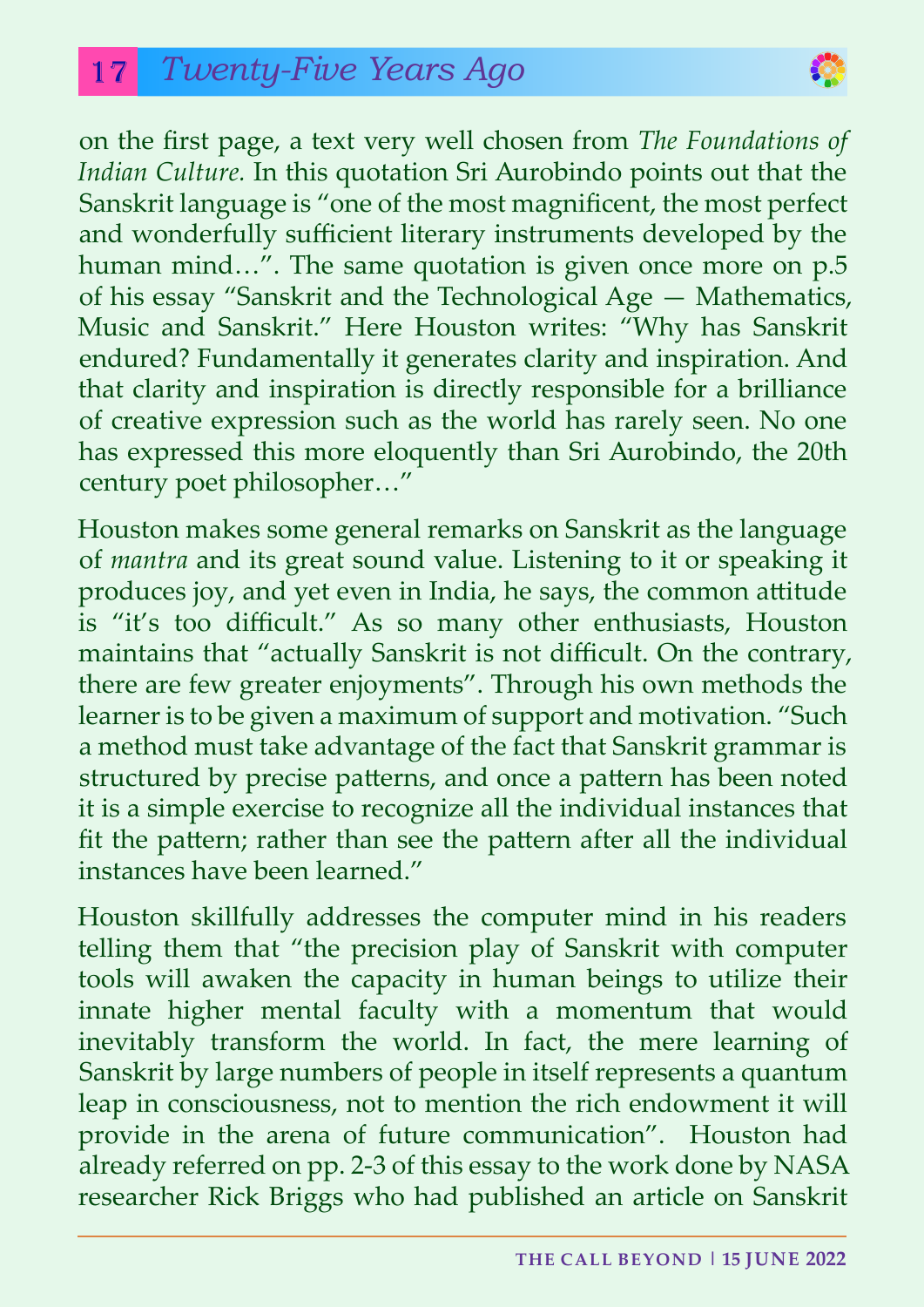on the first page, a text very well chosen from *The Foundations of Indian Culture.* In this quotation Sri Aurobindo points out that the Sanskrit language is "one of the most magnificent, the most perfect and wonderfully sufficient literary instruments developed by the human mind…". The same quotation is given once more on p.5 of his essay "Sanskrit and the Technological Age — Mathematics, Music and Sanskrit." Here Houston writes: "Why has Sanskrit endured? Fundamentally it generates clarity and inspiration. And that clarity and inspiration is directly responsible for a brilliance of creative expression such as the world has rarely seen. No one has expressed this more eloquently than Sri Aurobindo, the 20th century poet philosopher…"

Houston makes some general remarks on Sanskrit as the language of *mantra* and its great sound value. Listening to it or speaking it produces joy, and yet even in India, he says, the common attitude is "it's too difficult." As so many other enthusiasts, Houston maintains that "actually Sanskrit is not difficult. On the contrary, there are few greater enjoyments". Through his own methods the learner is to be given a maximum of support and motivation. "Such a method must take advantage of the fact that Sanskrit grammar is structured by precise patterns, and once a pattern has been noted it is a simple exercise to recognize all the individual instances that fit the pattern; rather than see the pattern after all the individual instances have been learned."

Houston skillfully addresses the computer mind in his readers telling them that "the precision play of Sanskrit with computer tools will awaken the capacity in human beings to utilize their innate higher mental faculty with a momentum that would inevitably transform the world. In fact, the mere learning of Sanskrit by large numbers of people in itself represents a quantum leap in consciousness, not to mention the rich endowment it will provide in the arena of future communication". Houston had already referred on pp. 2-3 of this essay to the work done by NASA researcher Rick Briggs who had published an article on Sanskrit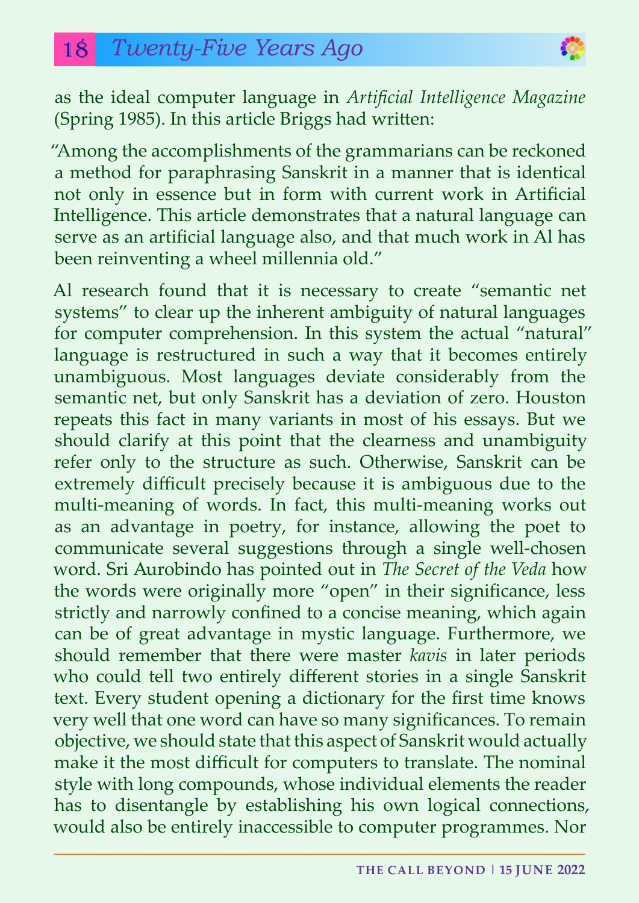as the ideal computer language in *Artificial Intelligence Magazine* (Spring 1985). In this article Briggs had written:

> "Among the accomplishments of the grammarians can be reckoned a method for paraphrasing Sanskrit in a manner that is identical not only in essence but in form with current work in Artificial Intelligence. This article demonstrates that a natural language can serve as an artificial language also, and that much work in Al has been reinventing a wheel millennia old."

Al research found that it is necessary to create "semantic net systems" to clear up the inherent ambiguity of natural languages for computer comprehension. In this system the actual "natural" language is restructured in such a way that it becomes entirely unambiguous. Most languages deviate considerably from the semantic net, but only Sanskrit has a deviation of zero. Houston repeats this fact in many variants in most of his essays. But we should clarify at this point that the clearness and unambiguity refer only to the structure as such. Otherwise, Sanskrit can be extremely difficult precisely because it is ambiguous due to the multi-meaning of words. In fact, this multi-meaning works out as an advantage in poetry, for instance, allowing the poet to communicate several suggestions through a single well-chosen word. Sri Aurobindo has pointed out in *The Secret of the Veda* how the words were originally more "open" in their significance, less strictly and narrowly confined to a concise meaning, which again can be of great advantage in mystic language. Furthermore, we should remember that there were master *kavis* in later periods who could tell two entirely different stories in a single Sanskrit text. Every student opening a dictionary for the first time knows very well that one word can have so many significances. To remain objective, we should state that this aspect of Sanskrit would actually make it the most difficult for computers to translate. The nominal style with long compounds, whose individual elements the reader has to disentangle by establishing his own logical connections, would also be entirely inaccessible to computer programmes. Nor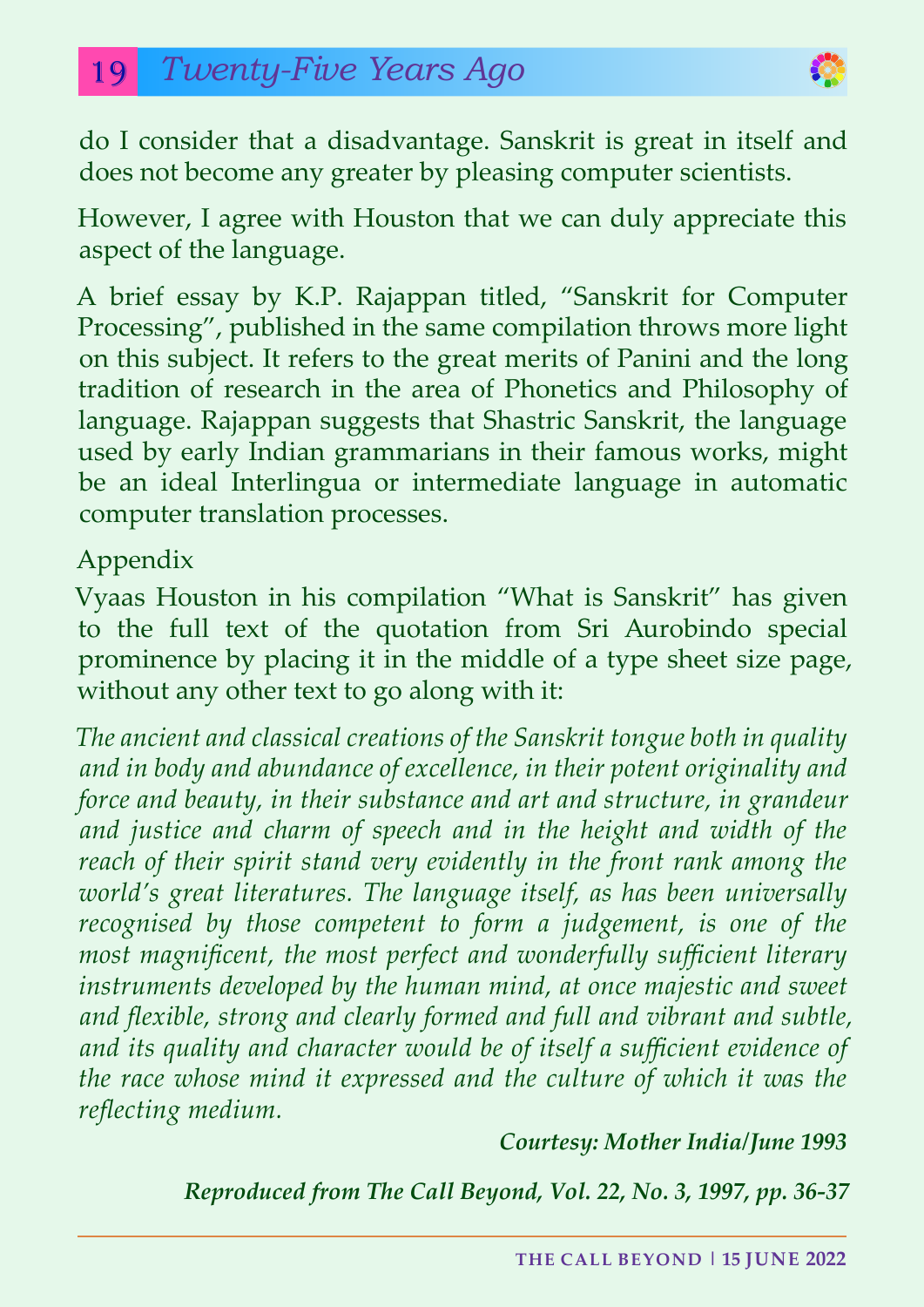do I consider that a disadvantage. Sanskrit is great in itself and does not become any greater by pleasing computer scientists.

However, I agree with Houston that we can duly appreciate this aspect of the language.

A brief essay by K.P. Rajappan titled, "Sanskrit for Computer Processing", published in the same compilation throws more light on this subject. It refers to the great merits of Panini and the long tradition of research in the area of Phonetics and Philosophy of language. Rajappan suggests that Shastric Sanskrit, the language used by early Indian grammarians in their famous works, might be an ideal Interlingua or intermediate language in automatic computer translation processes.

Appendix

Vyaas Houston in his compilation "What is Sanskrit" has given to the full text of the quotation from Sri Aurobindo special prominence by placing it in the middle of a type sheet size page, without any other text to go along with it:

*The ancient and classical creations of the Sanskrit tongue both in quality and in body and abundance of excellence, in their potent originality and force and beauty, in their substance and art and structure, in grandeur and justice and charm of speech and in the height and width of the reach of their spirit stand very evidently in the front rank among the world's great literatures. The language itself, as has been universally recognised by those competent to form a judgement, is one of the most magnificent, the most perfect and wonderfully sufficient literary instruments developed by the human mind, at once majestic and sweet and flexible, strong and clearly formed and full and vibrant and subtle, and its quality and character would be of itself a sufficient evidence of the race whose mind it expressed and the culture of which it was the reflecting medium.*

***Courtesy: Mother India/June 1993***

***Reproduced from The Call Beyond, Vol. 22, No. 3, 1997, pp. 36-37***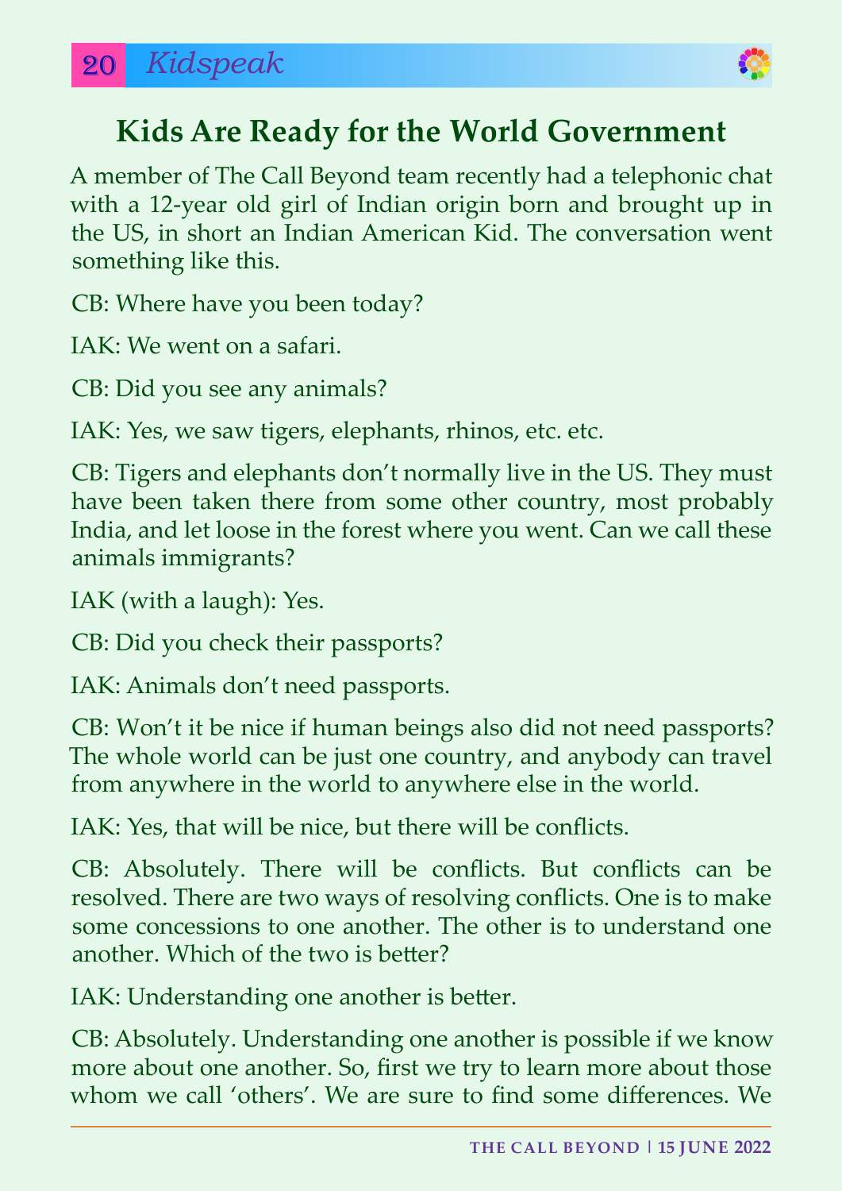# Kids Are Ready for the World Government

A member of The Call Beyond team recently had a telephonic chat with a 12-year old girl of Indian origin born and brought up in the US, in short an Indian American Kid. The conversation went something like this.

CB: Where have you been today?

IAK: We went on a safari.

CB: Did you see any animals?

IAK: Yes, we saw tigers, elephants, rhinos, etc. etc.

CB: Tigers and elephants don't normally live in the US. They must have been taken there from some other country, most probably India, and let loose in the forest where you went. Can we call these animals immigrants?

IAK (with a laugh): Yes.

CB: Did you check their passports?

IAK: Animals don't need passports.

CB: Won't it be nice if human beings also did not need passports? The whole world can be just one country, and anybody can travel from anywhere in the world to anywhere else in the world.

IAK: Yes, that will be nice, but there will be conflicts.

CB: Absolutely. There will be conflicts. But conflicts can be resolved. There are two ways of resolving conflicts. One is to make some concessions to one another. The other is to understand one another. Which of the two is better?

IAK: Understanding one another is better.

CB: Absolutely. Understanding one another is possible if we know more about one another. So, first we try to learn more about those whom we call 'others'. We are sure to find some differences. We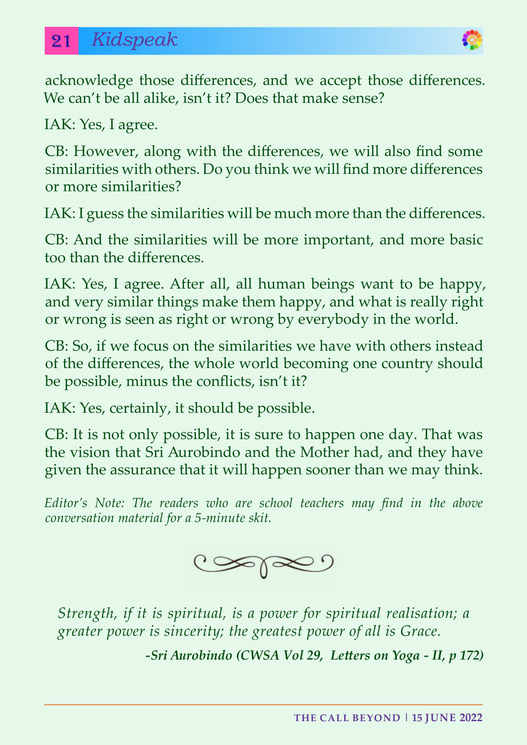acknowledge those differences, and we accept those differences. We can't be all alike, isn't it? Does that make sense?

IAK: Yes, I agree.

CB: However, along with the differences, we will also find some similarities with others. Do you think we will find more differences or more similarities?

IAK: I guess the similarities will be much more than the differences.

CB: And the similarities will be more important, and more basic too than the differences.

IAK: Yes, I agree. After all, all human beings want to be happy, and very similar things make them happy, and what is really right or wrong is seen as right or wrong by everybody in the world.

CB: So, if we focus on the similarities we have with others instead of the differences, the whole world becoming one country should be possible, minus the conflicts, isn't it?

IAK: Yes, certainly, it should be possible.

CB: It is not only possible, it is sure to happen one day. That was the vision that Sri Aurobindo and the Mother had, and they have given the assurance that it will happen sooner than we may think.

*Editor's Note: The readers who are school teachers may find in the above conversation material for a 5-minute skit.*

*Strength, if it is spiritual, is a power for spiritual realisation; a greater power is sincerity; the greatest power of all is Grace.*

***-Sri Aurobindo (CWSA Vol 29, Letters on Yoga - II, p 172)***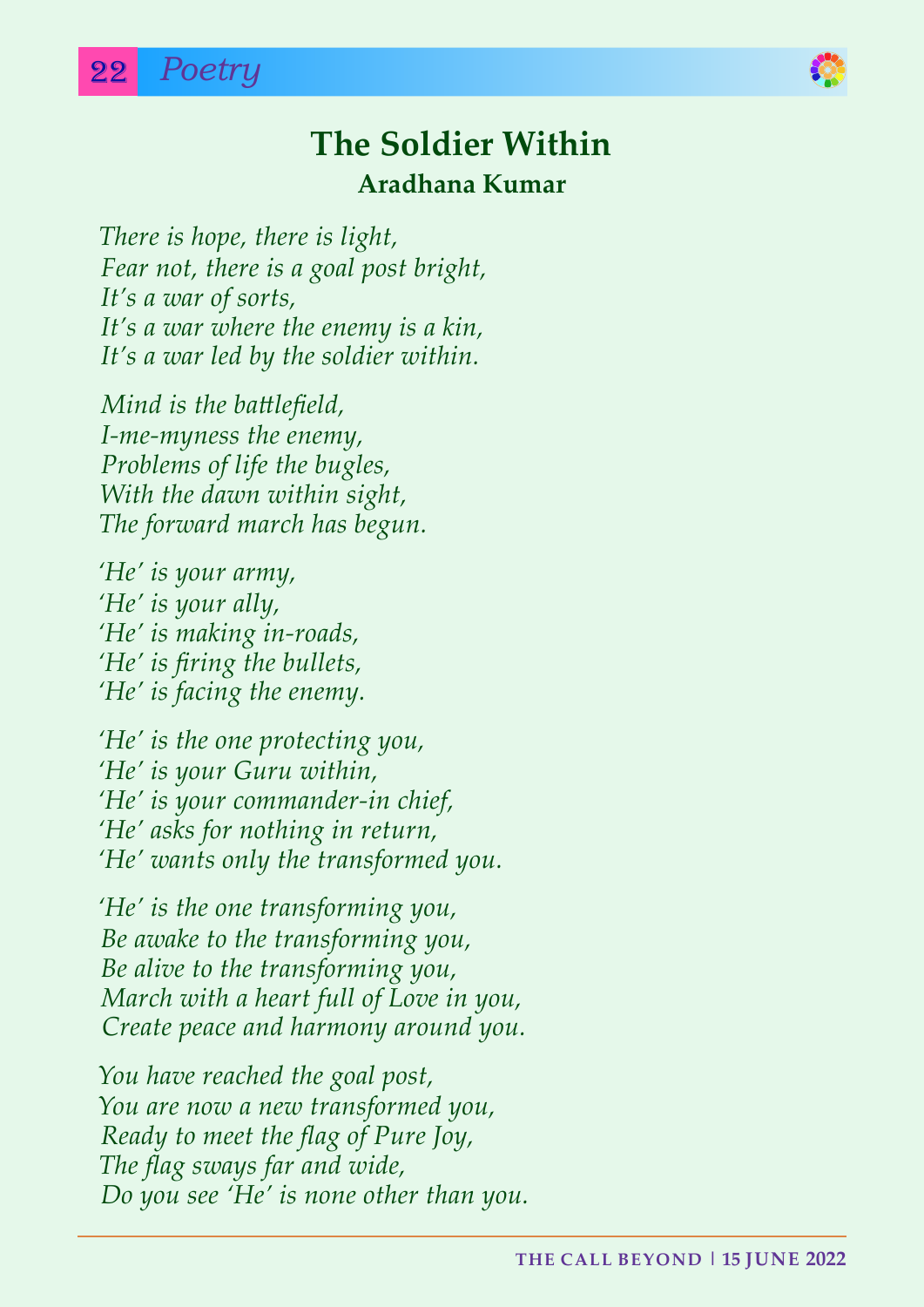# The Soldier Within

**Aradhana Kumar**

*There is hope, there is light,*
*Fear not, there is a goal post bright,*
*It's a war of sorts,*
*It's a war where the enemy is a kin,*
*It's a war led by the soldier within.*

*Mind is the battlefield,*
*I-me-myness the enemy,*
*Problems of life the bugles,*
*With the dawn within sight,*
*The forward march has begun.*

*'He' is your army,*
*'He' is your ally,*
*'He' is making in-roads,*
*'He' is firing the bullets,*
*'He' is facing the enemy.*

*'He' is the one protecting you,*
*'He' is your Guru within,*
*'He' is your commander-in chief,*
*'He' asks for nothing in return,*
*'He' wants only the transformed you.*

*'He' is the one transforming you,*
*Be awake to the transforming you,*
*Be alive to the transforming you,*
*March with a heart full of Love in you,*
*Create peace and harmony around you.*

*You have reached the goal post,*
*You are now a new transformed you,*
*Ready to meet the flag of Pure Joy,*
*The flag sways far and wide,*
*Do you see 'He' is none other than you.*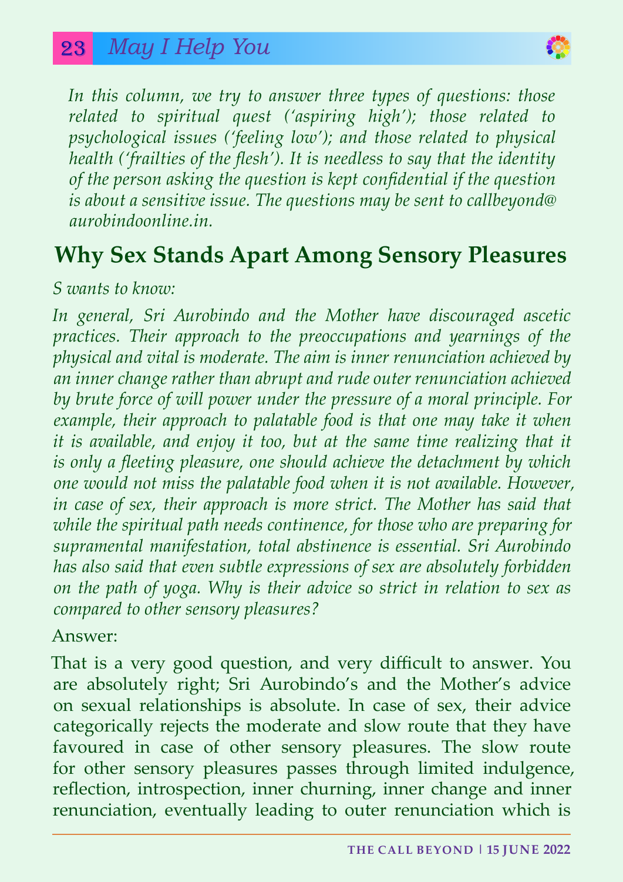*In this column, we try to answer three types of questions: those related to spiritual quest ('aspiring high'); those related to psychological issues ('feeling low'); and those related to physical health ('frailties of the flesh'). It is needless to say that the identity of the person asking the question is kept confidential if the question is about a sensitive issue. The questions may be sent to callbeyond@aurobindoonline.in.*

## Why Sex Stands Apart Among Sensory Pleasures

*S wants to know:*

*In general, Sri Aurobindo and the Mother have discouraged ascetic practices. Their approach to the preoccupations and yearnings of the physical and vital is moderate. The aim is inner renunciation achieved by an inner change rather than abrupt and rude outer renunciation achieved by brute force of will power under the pressure of a moral principle. For example, their approach to palatable food is that one may take it when it is available, and enjoy it too, but at the same time realizing that it is only a fleeting pleasure, one should achieve the detachment by which one would not miss the palatable food when it is not available. However, in case of sex, their approach is more strict. The Mother has said that while the spiritual path needs continence, for those who are preparing for supramental manifestation, total abstinence is essential. Sri Aurobindo has also said that even subtle expressions of sex are absolutely forbidden on the path of yoga. Why is their advice so strict in relation to sex as compared to other sensory pleasures?*

Answer:

That is a very good question, and very difficult to answer. You are absolutely right; Sri Aurobindo's and the Mother's advice on sexual relationships is absolute. In case of sex, their advice categorically rejects the moderate and slow route that they have favoured in case of other sensory pleasures. The slow route for other sensory pleasures passes through limited indulgence, reflection, introspection, inner churning, inner change and inner renunciation, eventually leading to outer renunciation which is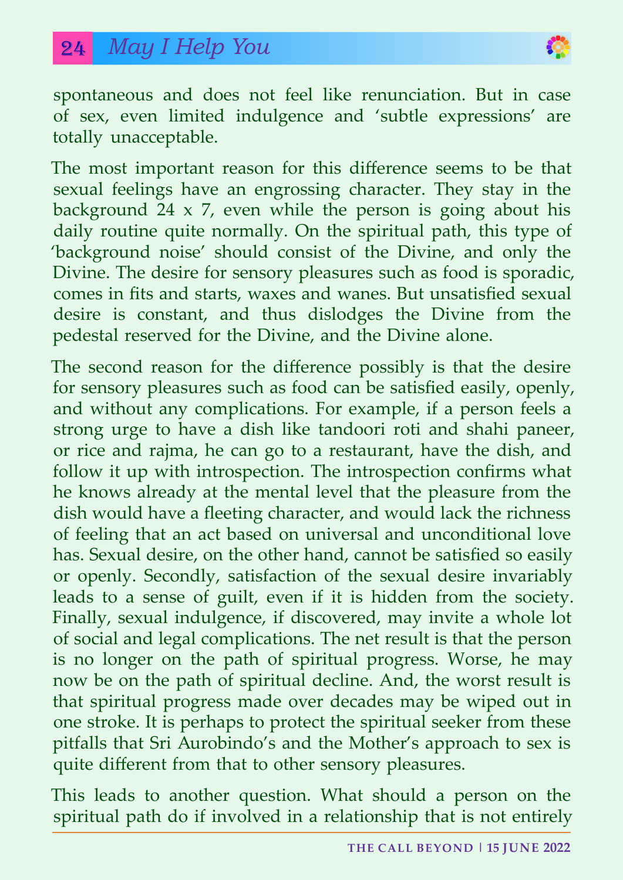spontaneous and does not feel like renunciation. But in case of sex, even limited indulgence and 'subtle expressions' are totally unacceptable.

The most important reason for this difference seems to be that sexual feelings have an engrossing character. They stay in the background 24 x 7, even while the person is going about his daily routine quite normally. On the spiritual path, this type of 'background noise' should consist of the Divine, and only the Divine. The desire for sensory pleasures such as food is sporadic, comes in fits and starts, waxes and wanes. But unsatisfied sexual desire is constant, and thus dislodges the Divine from the pedestal reserved for the Divine, and the Divine alone.

The second reason for the difference possibly is that the desire for sensory pleasures such as food can be satisfied easily, openly, and without any complications. For example, if a person feels a strong urge to have a dish like tandoori roti and shahi paneer, or rice and rajma, he can go to a restaurant, have the dish, and follow it up with introspection. The introspection confirms what he knows already at the mental level that the pleasure from the dish would have a fleeting character, and would lack the richness of feeling that an act based on universal and unconditional love has. Sexual desire, on the other hand, cannot be satisfied so easily or openly. Secondly, satisfaction of the sexual desire invariably leads to a sense of guilt, even if it is hidden from the society. Finally, sexual indulgence, if discovered, may invite a whole lot of social and legal complications. The net result is that the person is no longer on the path of spiritual progress. Worse, he may now be on the path of spiritual decline. And, the worst result is that spiritual progress made over decades may be wiped out in one stroke. It is perhaps to protect the spiritual seeker from these pitfalls that Sri Aurobindo's and the Mother's approach to sex is quite different from that to other sensory pleasures.

This leads to another question. What should a person on the spiritual path do if involved in a relationship that is not entirely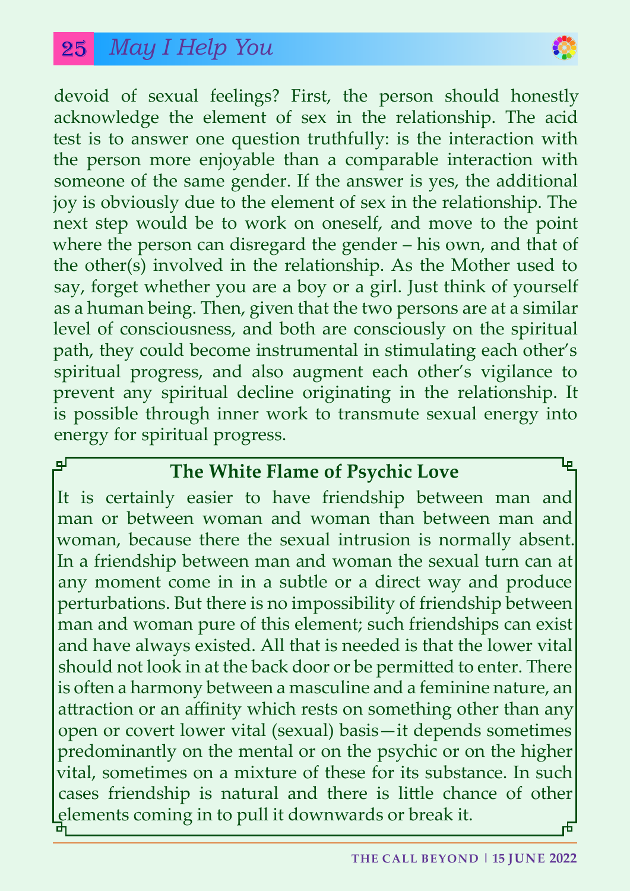devoid of sexual feelings? First, the person should honestly acknowledge the element of sex in the relationship. The acid test is to answer one question truthfully: is the interaction with the person more enjoyable than a comparable interaction with someone of the same gender. If the answer is yes, the additional joy is obviously due to the element of sex in the relationship. The next step would be to work on oneself, and move to the point where the person can disregard the gender – his own, and that of the other(s) involved in the relationship. As the Mother used to say, forget whether you are a boy or a girl. Just think of yourself as a human being. Then, given that the two persons are at a similar level of consciousness, and both are consciously on the spiritual path, they could become instrumental in stimulating each other's spiritual progress, and also augment each other's vigilance to prevent any spiritual decline originating in the relationship. It is possible through inner work to transmute sexual energy into energy for spiritual progress.

### The White Flame of Psychic Love

It is certainly easier to have friendship between man and man or between woman and woman than between man and woman, because there the sexual intrusion is normally absent. In a friendship between man and woman the sexual turn can at any moment come in in a subtle or a direct way and produce perturbations. But there is no impossibility of friendship between man and woman pure of this element; such friendships can exist and have always existed. All that is needed is that the lower vital should not look in at the back door or be permitted to enter. There is often a harmony between a masculine and a feminine nature, an attraction or an affinity which rests on something other than any open or covert lower vital (sexual) basis—it depends sometimes predominantly on the mental or on the psychic or on the higher vital, sometimes on a mixture of these for its substance. In such cases friendship is natural and there is little chance of other elements coming in to pull it downwards or break it.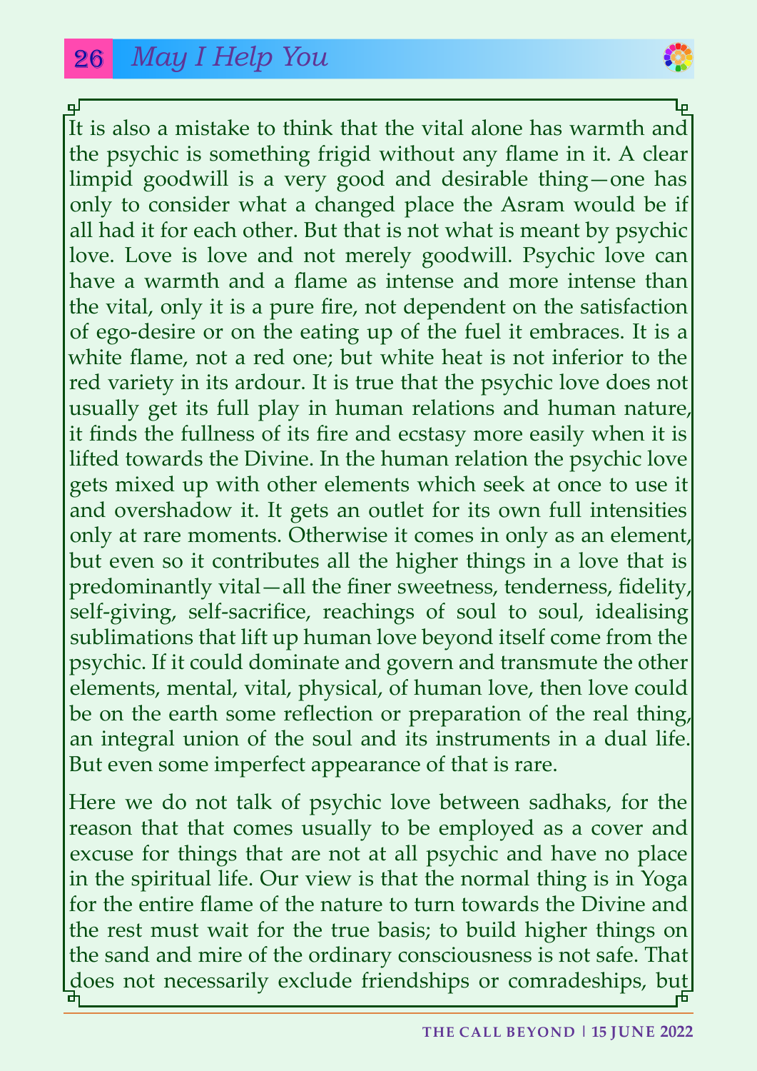It is also a mistake to think that the vital alone has warmth and the psychic is something frigid without any flame in it. A clear limpid goodwill is a very good and desirable thing—one has only to consider what a changed place the Asram would be if all had it for each other. But that is not what is meant by psychic love. Love is love and not merely goodwill. Psychic love can have a warmth and a flame as intense and more intense than the vital, only it is a pure fire, not dependent on the satisfaction of ego-desire or on the eating up of the fuel it embraces. It is a white flame, not a red one; but white heat is not inferior to the red variety in its ardour. It is true that the psychic love does not usually get its full play in human relations and human nature, it finds the fullness of its fire and ecstasy more easily when it is lifted towards the Divine. In the human relation the psychic love gets mixed up with other elements which seek at once to use it and overshadow it. It gets an outlet for its own full intensities only at rare moments. Otherwise it comes in only as an element, but even so it contributes all the higher things in a love that is predominantly vital—all the finer sweetness, tenderness, fidelity, self-giving, self-sacrifice, reachings of soul to soul, idealising sublimations that lift up human love beyond itself come from the psychic. If it could dominate and govern and transmute the other elements, mental, vital, physical, of human love, then love could be on the earth some reflection or preparation of the real thing, an integral union of the soul and its instruments in a dual life. But even some imperfect appearance of that is rare.

Here we do not talk of psychic love between sadhaks, for the reason that that comes usually to be employed as a cover and excuse for things that are not at all psychic and have no place in the spiritual life. Our view is that the normal thing is in Yoga for the entire flame of the nature to turn towards the Divine and the rest must wait for the true basis; to build higher things on the sand and mire of the ordinary consciousness is not safe. That does not necessarily exclude friendships or comradeships, but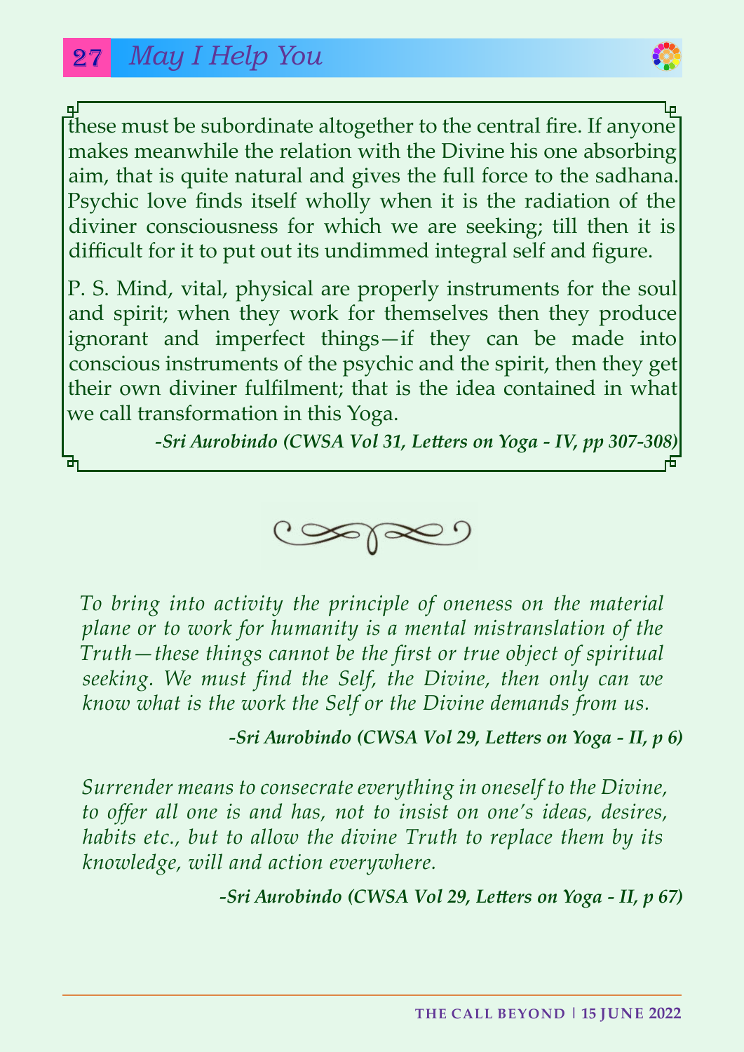these must be subordinate altogether to the central fire. If anyone makes meanwhile the relation with the Divine his one absorbing aim, that is quite natural and gives the full force to the sadhana. Psychic love finds itself wholly when it is the radiation of the diviner consciousness for which we are seeking; till then it is difficult for it to put out its undimmed integral self and figure.

P. S. Mind, vital, physical are properly instruments for the soul and spirit; when they work for themselves then they produce ignorant and imperfect things—if they can be made into conscious instruments of the psychic and the spirit, then they get their own diviner fulfilment; that is the idea contained in what we call transformation in this Yoga.

***-Sri Aurobindo (CWSA Vol 31, Letters on Yoga - IV, pp 307-308)***

*To bring into activity the principle of oneness on the material plane or to work for humanity is a mental mistranslation of the Truth—these things cannot be the first or true object of spiritual seeking. We must find the Self, the Divine, then only can we know what is the work the Self or the Divine demands from us.*

***-Sri Aurobindo (CWSA Vol 29, Letters on Yoga - II, p 6)***

*Surrender means to consecrate everything in oneself to the Divine, to offer all one is and has, not to insist on one's ideas, desires, habits etc., but to allow the divine Truth to replace them by its knowledge, will and action everywhere.*

***-Sri Aurobindo (CWSA Vol 29, Letters on Yoga - II, p 67)***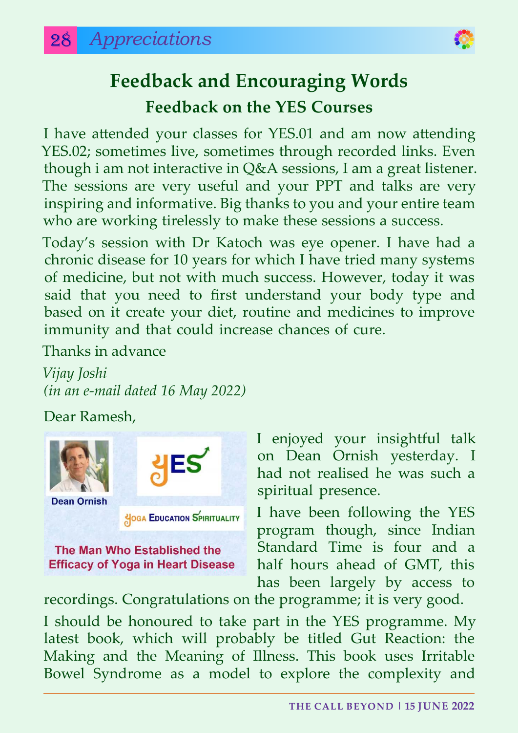# Feedback and Encouraging Words

## Feedback on the YES Courses

I have attended your classes for YES.01 and am now attending YES.02; sometimes live, sometimes through recorded links. Even though i am not interactive in Q&A sessions, I am a great listener. The sessions are very useful and your PPT and talks are very inspiring and informative. Big thanks to you and your entire team who are working tirelessly to make these sessions a success.

Today's session with Dr Katoch was eye opener. I have had a chronic disease for 10 years for which I have tried many systems of medicine, but not with much success. However, today it was said that you need to first understand your body type and based on it create your diet, routine and medicines to improve immunity and that could increase chances of cure.

Thanks in advance

*Vijay Joshi*
*(in an e-mail dated 16 May 2022)*

Dear Ramesh,

I enjoyed your insightful talk on Dean Ornish yesterday. I had not realised he was such a spiritual presence.

I have been following the YES program though, since Indian Standard Time is four and a half hours ahead of GMT, this has been largely by access to recordings. Congratulations on the programme; it is very good.

I should be honoured to take part in the YES programme. My latest book, which will probably be titled Gut Reaction: the Making and the Meaning of Illness. This book uses Irritable Bowel Syndrome as a model to explore the complexity and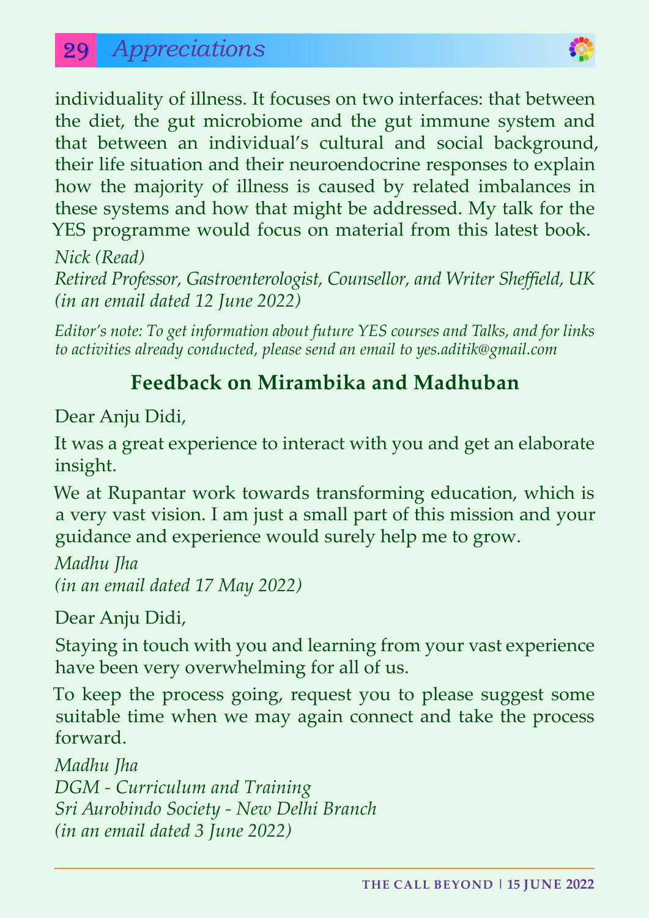individuality of illness. It focuses on two interfaces: that between the diet, the gut microbiome and the gut immune system and that between an individual's cultural and social background, their life situation and their neuroendocrine responses to explain how the majority of illness is caused by related imbalances in these systems and how that might be addressed. My talk for the YES programme would focus on material from this latest book.

*Nick (Read)*
*Retired Professor, Gastroenterologist, Counsellor, and Writer Sheffield, UK*
*(in an email dated 12 June 2022)*

*Editor's note: To get information about future YES courses and Talks, and for links to activities already conducted, please send an email to yes.aditik@gmail.com*

## Feedback on Mirambika and Madhuban

Dear Anju Didi,

It was a great experience to interact with you and get an elaborate insight.

We at Rupantar work towards transforming education, which is a very vast vision. I am just a small part of this mission and your guidance and experience would surely help me to grow.

*Madhu Jha*
*(in an email dated 17 May 2022)*

Dear Anju Didi,

Staying in touch with you and learning from your vast experience have been very overwhelming for all of us.

To keep the process going, request you to please suggest some suitable time when we may again connect and take the process forward.

*Madhu Jha*
*DGM - Curriculum and Training*
*Sri Aurobindo Society - New Delhi Branch*
*(in an email dated 3 June 2022)*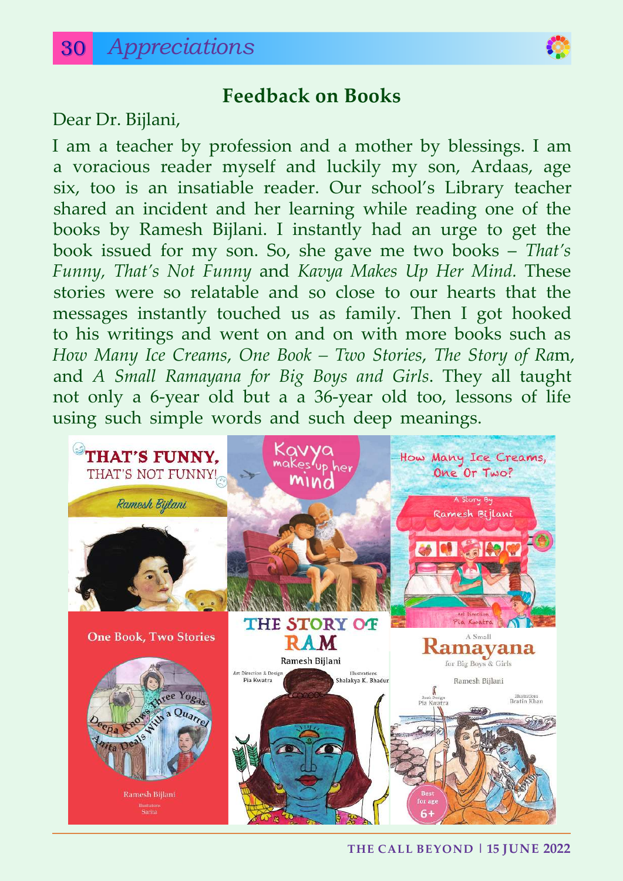## Feedback on Books

Dear Dr. Bijlani,

I am a teacher by profession and a mother by blessings. I am a voracious reader myself and luckily my son, Ardaas, age six, too is an insatiable reader. Our school's Library teacher shared an incident and her learning while reading one of the books by Ramesh Bijlani. I instantly had an urge to get the book issued for my son. So, she gave me two books – *That's Funny, That's Not Funny* and *Kavya Makes Up Her Mind.* These stories were so relatable and so close to our hearts that the messages instantly touched us as family. Then I got hooked to his writings and went on and on with more books such as *How Many Ice Creams, One Book – Two Stories, The Story of Ra*m, and *A Small Ramayana for Big Boys and Girls*. They all taught not only a 6-year old but a a 36-year old too, lessons of life using such simple words and such deep meanings.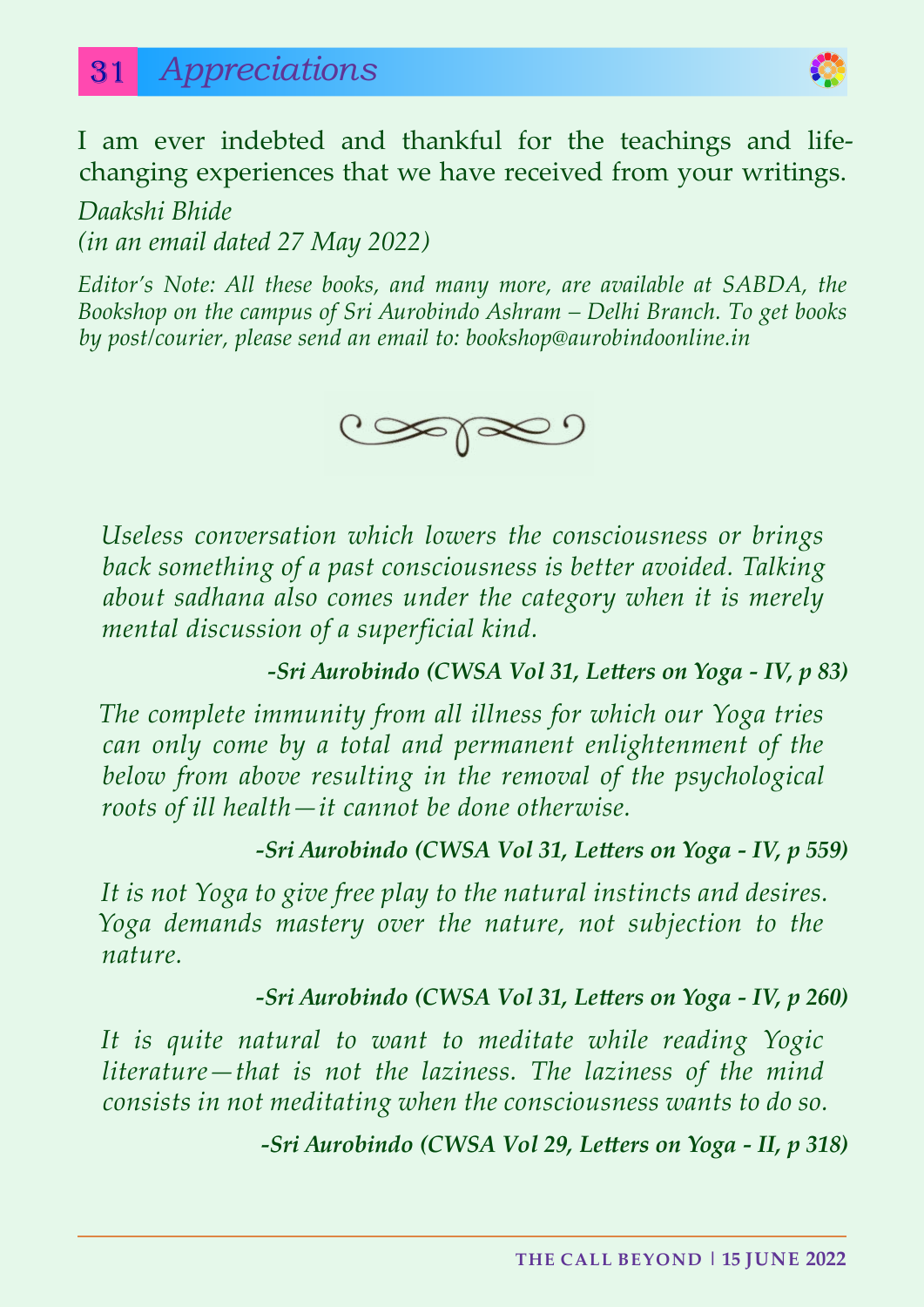## Appreciations

I am ever indebted and thankful for the teachings and life-changing experiences that we have received from your writings.

*Daakshi Bhide*
*(in an email dated 27 May 2022)*

*Editor's Note: All these books, and many more, are available at SABDA, the Bookshop on the campus of Sri Aurobindo Ashram – Delhi Branch. To get books by post/courier, please send an email to: bookshop@aurobindoonline.in*

*Useless conversation which lowers the consciousness or brings back something of a past consciousness is better avoided. Talking about sadhana also comes under the category when it is merely mental discussion of a superficial kind.*

***-Sri Aurobindo (CWSA Vol 31, Letters on Yoga - IV, p 83)***

*The complete immunity from all illness for which our Yoga tries can only come by a total and permanent enlightenment of the below from above resulting in the removal of the psychological roots of ill health—it cannot be done otherwise.*

***-Sri Aurobindo (CWSA Vol 31, Letters on Yoga - IV, p 559)***

*It is not Yoga to give free play to the natural instincts and desires. Yoga demands mastery over the nature, not subjection to the nature.*

***-Sri Aurobindo (CWSA Vol 31, Letters on Yoga - IV, p 260)***

*It is quite natural to want to meditate while reading Yogic literature—that is not the laziness. The laziness of the mind consists in not meditating when the consciousness wants to do so.*

***-Sri Aurobindo (CWSA Vol 29, Letters on Yoga - II, p 318)***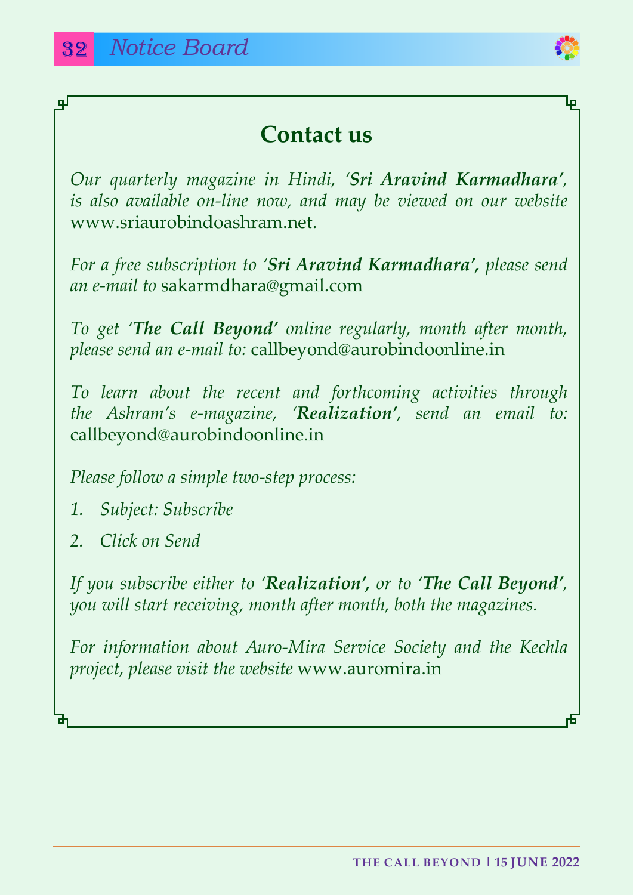## Contact us

*Our quarterly magazine in Hindi, '**Sri Aravind Karmadhara**', is also available on-line now, and may be viewed on our website* www.sriaurobindoashram.net.

*For a free subscription to '**Sri Aravind Karmadhara',** please send an e-mail to* sakarmdhara@gmail.com

*To get '**The Call Beyond**' online regularly, month after month, please send an e-mail to:* callbeyond@aurobindoonline.in

*To learn about the recent and forthcoming activities through the Ashram's e-magazine, '**Realization**', send an email to:* callbeyond@aurobindoonline.in

*Please follow a simple two-step process:*

1. *Subject: Subscribe*
2. *Click on Send*

*If you subscribe either to '**Realization',** or to '**The Call Beyond**', you will start receiving, month after month, both the magazines.*

*For information about Auro-Mira Service Society and the Kechla project, please visit the website* www.auromira.in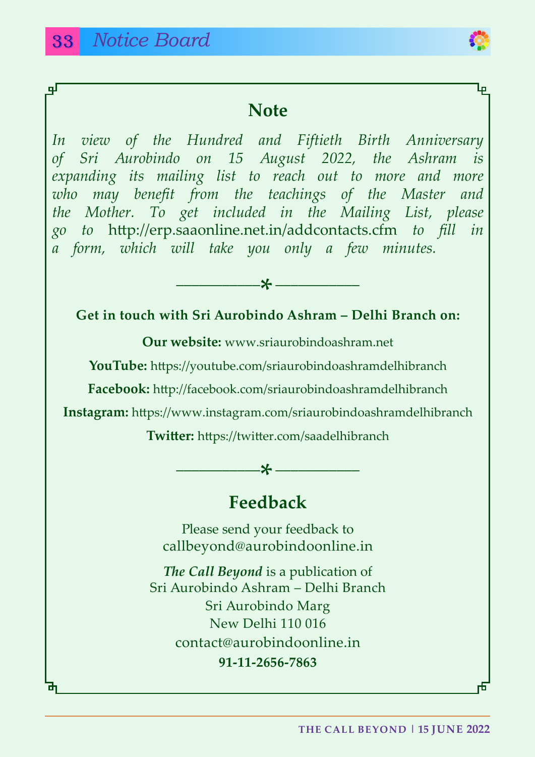## Note

*In view of the Hundred and Fiftieth Birth Anniversary of Sri Aurobindo on 15 August 2022, the Ashram is expanding its mailing list to reach out to more and more who may benefit from the teachings of the Master and the Mother. To get included in the Mailing List, please go to* http://erp.saaonline.net.in/addcontacts.cfm *to fill in a form, which will take you only a few minutes.*

—————*—————

**Get in touch with Sri Aurobindo Ashram – Delhi Branch on:**

**Our website:** www.sriaurobindoashram.net

**YouTube:** https://youtube.com/sriaurobindoashramdelhibranch

**Facebook:** http://facebook.com/sriaurobindoashramdelhibranch

**Instagram:** https://www.instagram.com/sriaurobindoashramdelhibranch

**Twitter:** https://twitter.com/saadelhibranch

—————*—————

## Feedback

Please send your feedback to
callbeyond@aurobindoonline.in

***The Call Beyond*** is a publication of
Sri Aurobindo Ashram – Delhi Branch
Sri Aurobindo Marg
New Delhi 110 016
contact@aurobindoonline.in
**91-11-2656-7863**